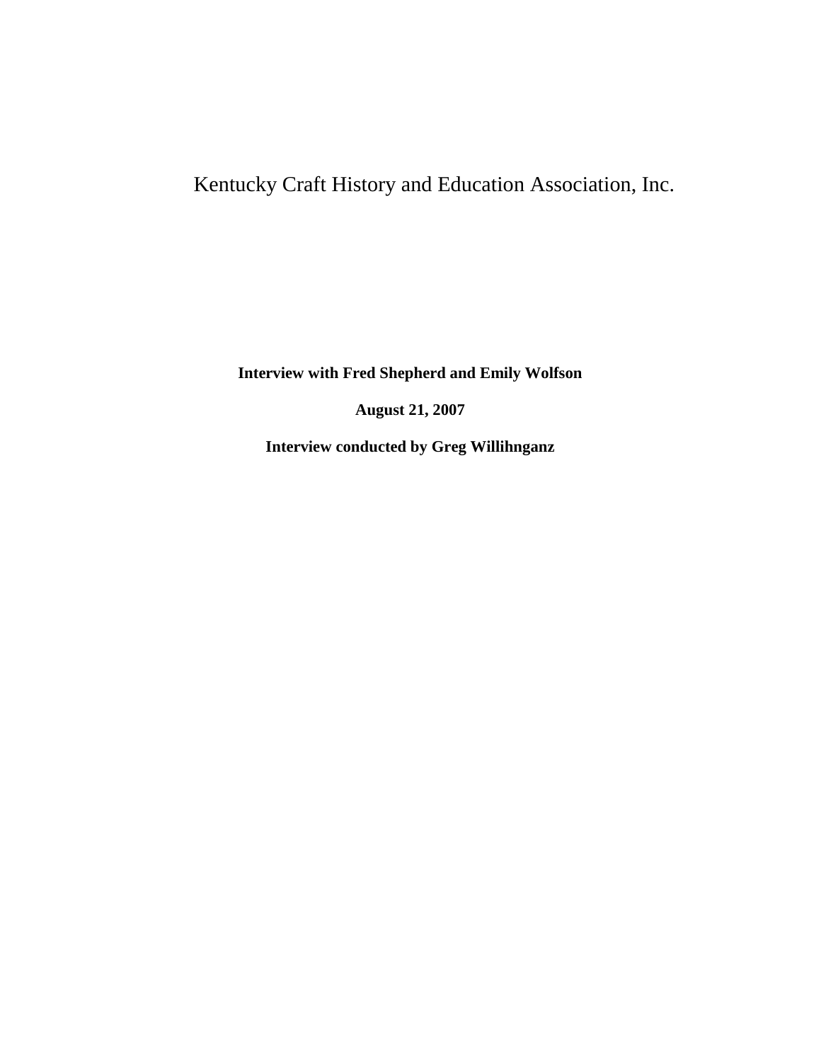# Kentucky Craft History and Education Association, Inc.

**Interview with Fred Shepherd and Emily Wolfson**

**August 21, 2007**

**Interview conducted by Greg Willihnganz**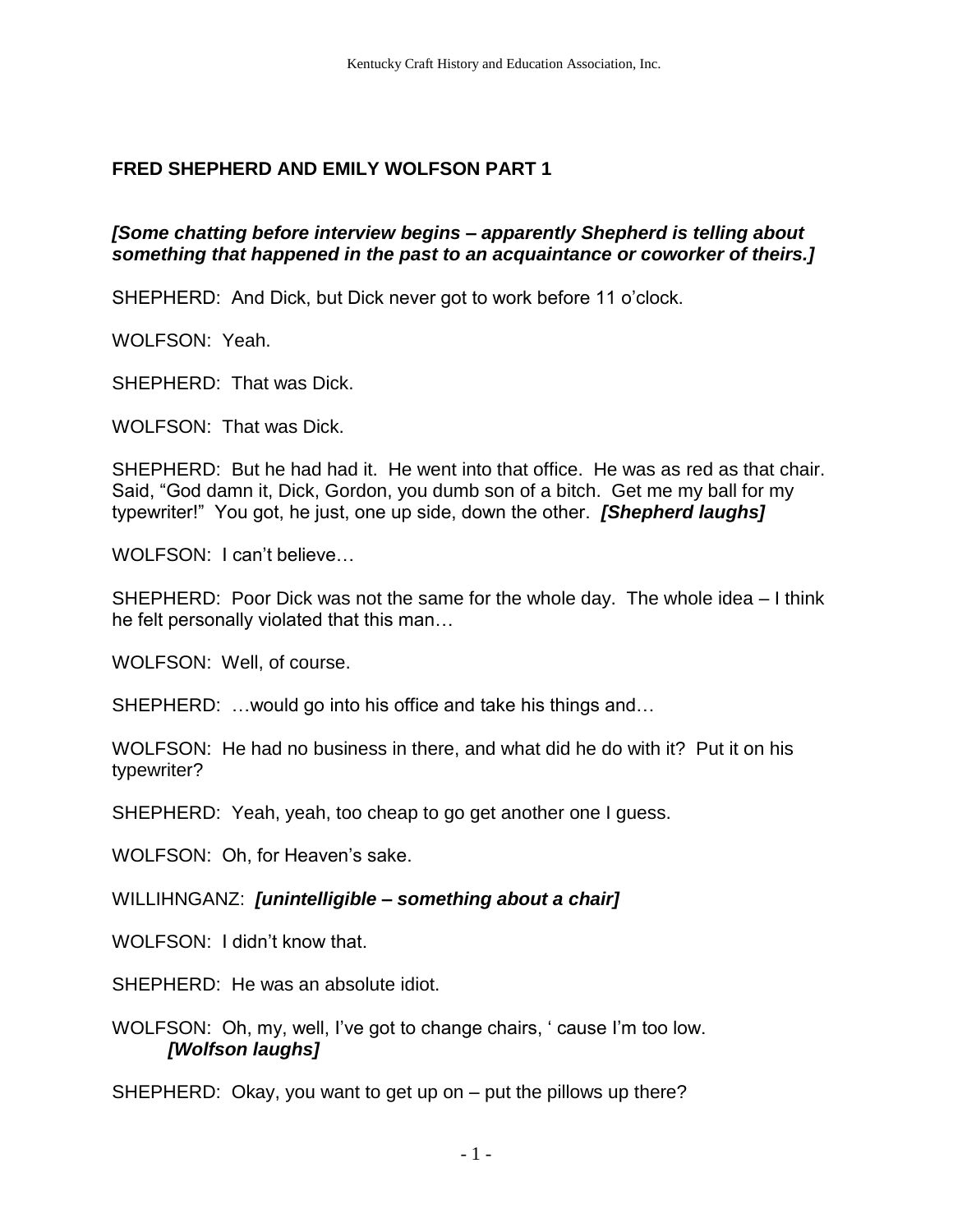## FRED SHEPHERD AND EMILY WOLFSON PART 1

***[Some chatting before interview begins – apparently Shepherd is telling about something that happened in the past to an acquaintance or coworker of theirs.]***

SHEPHERD: And Dick, but Dick never got to work before 11 o'clock.

WOLFSON: Yeah.

SHEPHERD: That was Dick.

WOLFSON: That was Dick.

SHEPHERD: But he had had it. He went into that office. He was as red as that chair. Said, "God damn it, Dick, Gordon, you dumb son of a bitch. Get me my ball for my typewriter!" You got, he just, one up side, down the other. ***[Shepherd laughs]***

WOLFSON: I can't believe…

SHEPHERD: Poor Dick was not the same for the whole day. The whole idea – I think he felt personally violated that this man…

WOLFSON: Well, of course.

SHEPHERD: …would go into his office and take his things and…

WOLFSON: He had no business in there, and what did he do with it? Put it on his typewriter?

SHEPHERD: Yeah, yeah, too cheap to go get another one I guess.

WOLFSON: Oh, for Heaven's sake.

WILLIHNGANZ: ***[unintelligible – something about a chair]***

WOLFSON: I didn't know that.

SHEPHERD: He was an absolute idiot.

WOLFSON: Oh, my, well, I've got to change chairs, ' cause I'm too low. ***[Wolfson laughs]***

SHEPHERD: Okay, you want to get up on – put the pillows up there?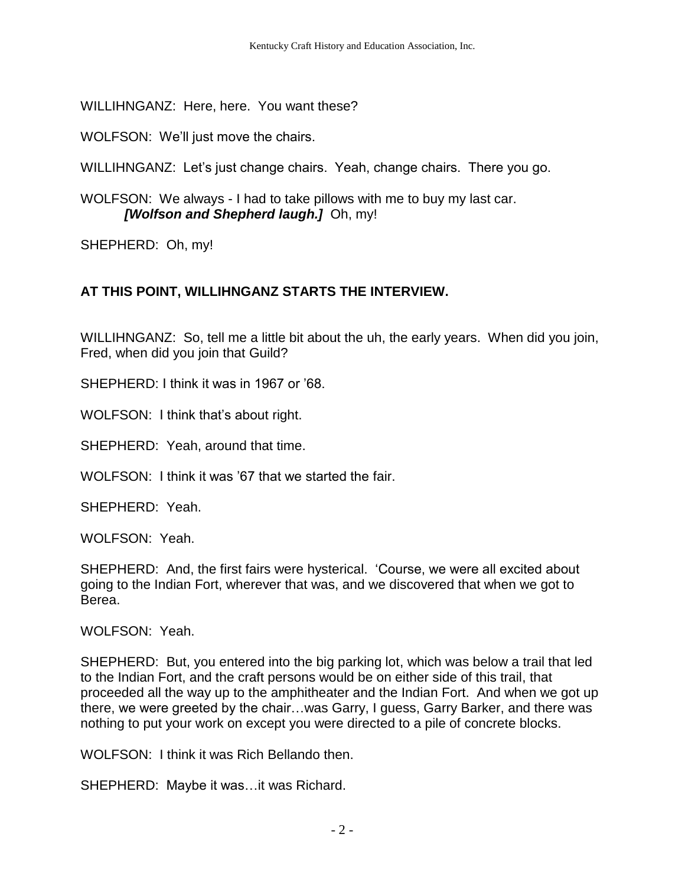WILLIHNGANZ: Here, here. You want these?

WOLFSON: We'll just move the chairs.

WILLIHNGANZ: Let's just change chairs. Yeah, change chairs. There you go.

WOLFSON: We always - I had to take pillows with me to buy my last car. ***[Wolfson and Shepherd laugh.]*** Oh, my!

SHEPHERD: Oh, my!

**AT THIS POINT, WILLIHNGANZ STARTS THE INTERVIEW.**

WILLIHNGANZ: So, tell me a little bit about the uh, the early years. When did you join, Fred, when did you join that Guild?

SHEPHERD: I think it was in 1967 or '68.

WOLFSON: I think that's about right.

SHEPHERD: Yeah, around that time.

WOLFSON: I think it was '67 that we started the fair.

SHEPHERD: Yeah.

WOLFSON: Yeah.

SHEPHERD: And, the first fairs were hysterical. 'Course, we were all excited about going to the Indian Fort, wherever that was, and we discovered that when we got to Berea.

WOLFSON: Yeah.

SHEPHERD: But, you entered into the big parking lot, which was below a trail that led to the Indian Fort, and the craft persons would be on either side of this trail, that proceeded all the way up to the amphitheater and the Indian Fort. And when we got up there, we were greeted by the chair…was Garry, I guess, Garry Barker, and there was nothing to put your work on except you were directed to a pile of concrete blocks.

WOLFSON: I think it was Rich Bellando then.

SHEPHERD: Maybe it was…it was Richard.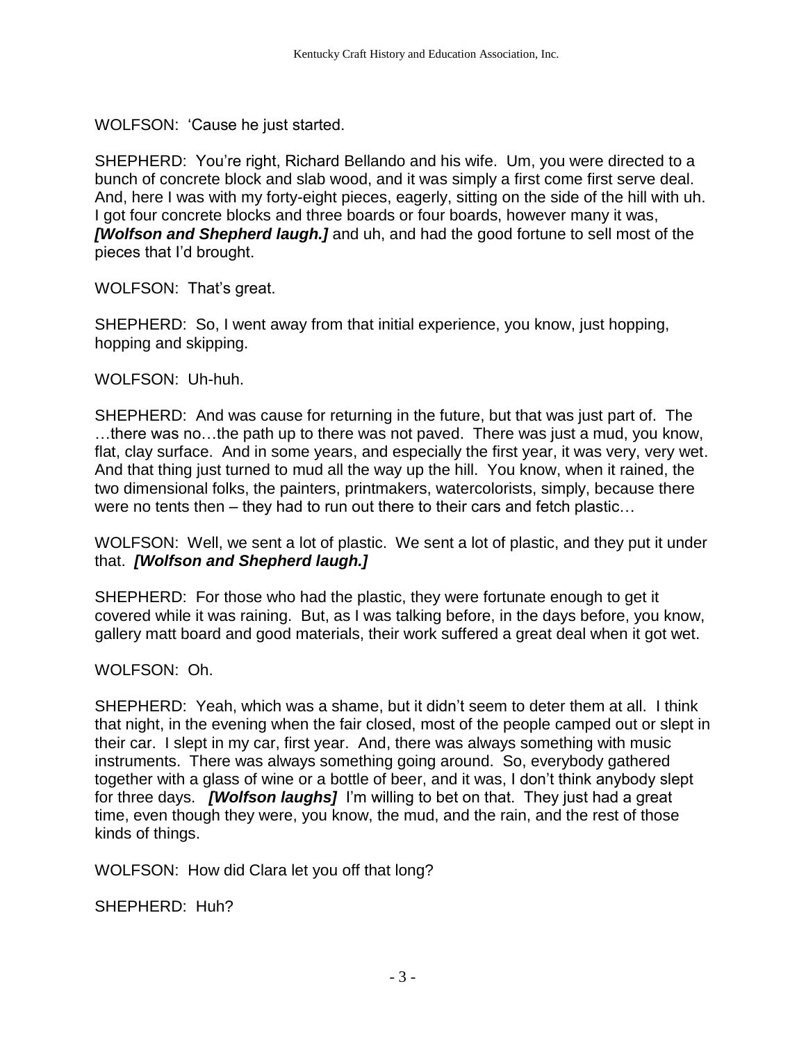WOLFSON: 'Cause he just started.

SHEPHERD: You're right, Richard Bellando and his wife. Um, you were directed to a bunch of concrete block and slab wood, and it was simply a first come first serve deal. And, here I was with my forty-eight pieces, eagerly, sitting on the side of the hill with uh. I got four concrete blocks and three boards or four boards, however many it was, ***[Wolfson and Shepherd laugh.]*** and uh, and had the good fortune to sell most of the pieces that I'd brought.

WOLFSON: That's great.

SHEPHERD: So, I went away from that initial experience, you know, just hopping, hopping and skipping.

WOLFSON: Uh-huh.

SHEPHERD: And was cause for returning in the future, but that was just part of. The …there was no…the path up to there was not paved. There was just a mud, you know, flat, clay surface. And in some years, and especially the first year, it was very, very wet. And that thing just turned to mud all the way up the hill. You know, when it rained, the two dimensional folks, the painters, printmakers, watercolorists, simply, because there were no tents then – they had to run out there to their cars and fetch plastic…

WOLFSON: Well, we sent a lot of plastic. We sent a lot of plastic, and they put it under that. ***[Wolfson and Shepherd laugh.]***

SHEPHERD: For those who had the plastic, they were fortunate enough to get it covered while it was raining. But, as I was talking before, in the days before, you know, gallery matt board and good materials, their work suffered a great deal when it got wet.

WOLFSON: Oh.

SHEPHERD: Yeah, which was a shame, but it didn't seem to deter them at all. I think that night, in the evening when the fair closed, most of the people camped out or slept in their car. I slept in my car, first year. And, there was always something with music instruments. There was always something going around. So, everybody gathered together with a glass of wine or a bottle of beer, and it was, I don't think anybody slept for three days. ***[Wolfson laughs]*** I'm willing to bet on that. They just had a great time, even though they were, you know, the mud, and the rain, and the rest of those kinds of things.

WOLFSON: How did Clara let you off that long?

SHEPHERD: Huh?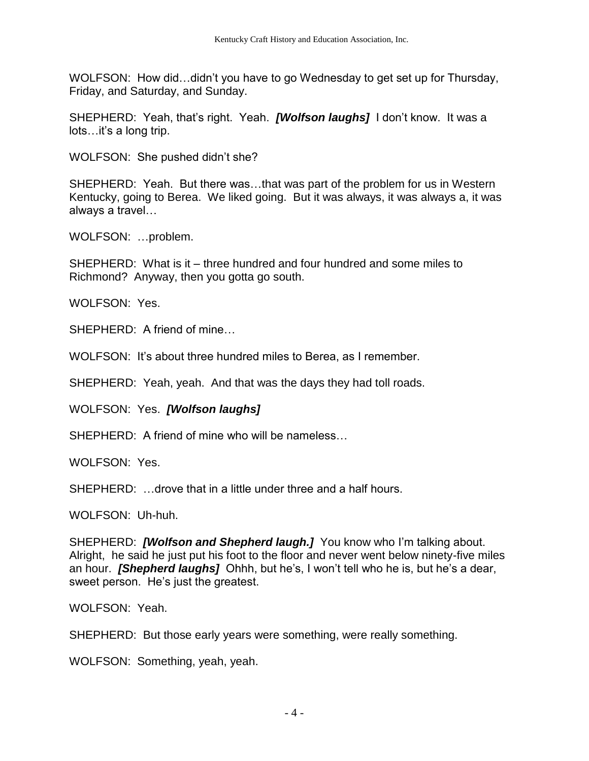WOLFSON: How did…didn't you have to go Wednesday to get set up for Thursday, Friday, and Saturday, and Sunday.

SHEPHERD: Yeah, that's right. Yeah. ***[Wolfson laughs]*** I don't know. It was a lots…it's a long trip.

WOLFSON: She pushed didn't she?

SHEPHERD: Yeah. But there was…that was part of the problem for us in Western Kentucky, going to Berea. We liked going. But it was always, it was always a, it was always a travel…

WOLFSON: …problem.

SHEPHERD: What is it – three hundred and four hundred and some miles to Richmond? Anyway, then you gotta go south.

WOLFSON: Yes.

SHEPHERD: A friend of mine…

WOLFSON: It's about three hundred miles to Berea, as I remember.

SHEPHERD: Yeah, yeah. And that was the days they had toll roads.

WOLFSON: Yes. ***[Wolfson laughs]***

SHEPHERD: A friend of mine who will be nameless…

WOLFSON: Yes.

SHEPHERD: …drove that in a little under three and a half hours.

WOLFSON: Uh-huh.

SHEPHERD: ***[Wolfson and Shepherd laugh.]*** You know who I'm talking about. Alright, he said he just put his foot to the floor and never went below ninety-five miles an hour. ***[Shepherd laughs]*** Ohhh, but he's, I won't tell who he is, but he's a dear, sweet person. He's just the greatest.

WOLFSON: Yeah.

SHEPHERD: But those early years were something, were really something.

WOLFSON: Something, yeah, yeah.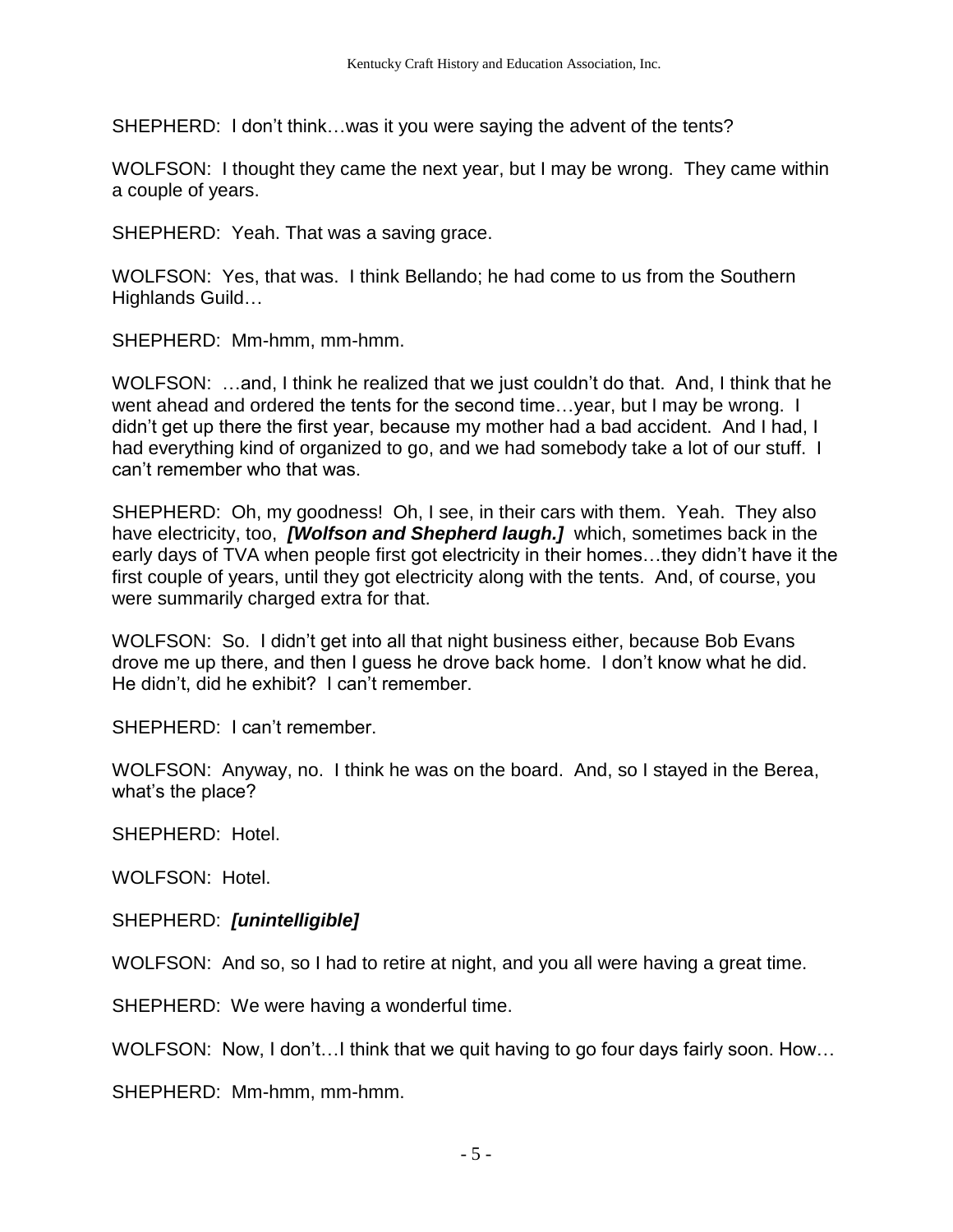SHEPHERD: I don't think…was it you were saying the advent of the tents?

WOLFSON: I thought they came the next year, but I may be wrong. They came within a couple of years.

SHEPHERD: Yeah. That was a saving grace.

WOLFSON: Yes, that was. I think Bellando; he had come to us from the Southern Highlands Guild…

SHEPHERD: Mm-hmm, mm-hmm.

WOLFSON: …and, I think he realized that we just couldn't do that. And, I think that he went ahead and ordered the tents for the second time…year, but I may be wrong. I didn't get up there the first year, because my mother had a bad accident. And I had, I had everything kind of organized to go, and we had somebody take a lot of our stuff. I can't remember who that was.

SHEPHERD: Oh, my goodness! Oh, I see, in their cars with them. Yeah. They also have electricity, too, ***[Wolfson and Shepherd laugh.]*** which, sometimes back in the early days of TVA when people first got electricity in their homes…they didn't have it the first couple of years, until they got electricity along with the tents. And, of course, you were summarily charged extra for that.

WOLFSON: So. I didn't get into all that night business either, because Bob Evans drove me up there, and then I guess he drove back home. I don't know what he did. He didn't, did he exhibit? I can't remember.

SHEPHERD: I can't remember.

WOLFSON: Anyway, no. I think he was on the board. And, so I stayed in the Berea, what's the place?

SHEPHERD: Hotel.

WOLFSON: Hotel.

SHEPHERD: ***[unintelligible]***

WOLFSON: And so, so I had to retire at night, and you all were having a great time.

SHEPHERD: We were having a wonderful time.

WOLFSON: Now, I don't…I think that we quit having to go four days fairly soon. How…

SHEPHERD: Mm-hmm, mm-hmm.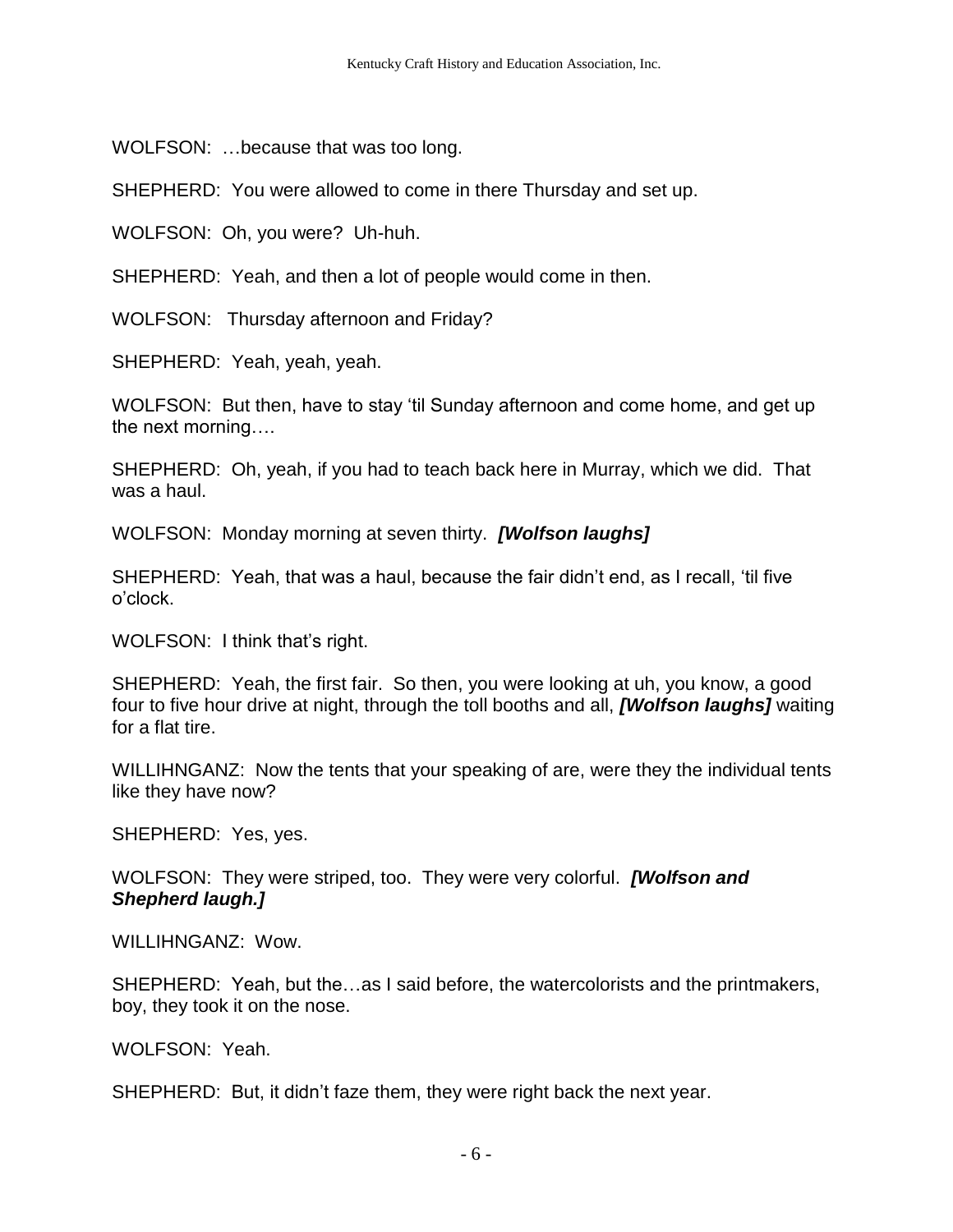WOLFSON: …because that was too long.

SHEPHERD: You were allowed to come in there Thursday and set up.

WOLFSON: Oh, you were? Uh-huh.

SHEPHERD: Yeah, and then a lot of people would come in then.

WOLFSON: Thursday afternoon and Friday?

SHEPHERD: Yeah, yeah, yeah.

WOLFSON: But then, have to stay 'til Sunday afternoon and come home, and get up the next morning….

SHEPHERD: Oh, yeah, if you had to teach back here in Murray, which we did. That was a haul.

WOLFSON: Monday morning at seven thirty. ***[Wolfson laughs]***

SHEPHERD: Yeah, that was a haul, because the fair didn't end, as I recall, 'til five o'clock.

WOLFSON: I think that's right.

SHEPHERD: Yeah, the first fair. So then, you were looking at uh, you know, a good four to five hour drive at night, through the toll booths and all, ***[Wolfson laughs]*** waiting for a flat tire.

WILLIHNGANZ: Now the tents that your speaking of are, were they the individual tents like they have now?

SHEPHERD: Yes, yes.

WOLFSON: They were striped, too. They were very colorful. ***[Wolfson and Shepherd laugh.]***

WILLIHNGANZ: Wow.

SHEPHERD: Yeah, but the…as I said before, the watercolorists and the printmakers, boy, they took it on the nose.

WOLFSON: Yeah.

SHEPHERD: But, it didn't faze them, they were right back the next year.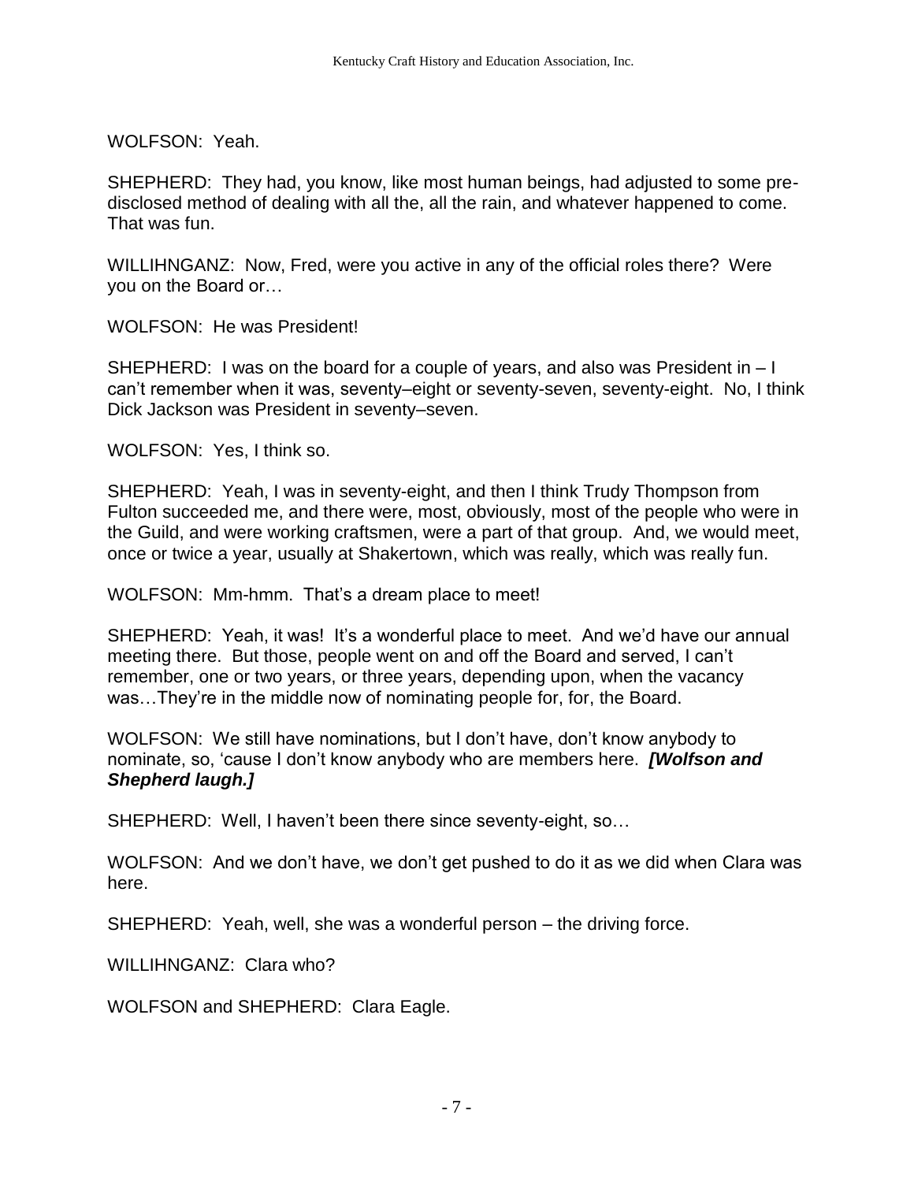WOLFSON: Yeah.

SHEPHERD: They had, you know, like most human beings, had adjusted to some pre-disclosed method of dealing with all the, all the rain, and whatever happened to come. That was fun.

WILLIHNGANZ: Now, Fred, were you active in any of the official roles there? Were you on the Board or…

WOLFSON: He was President!

SHEPHERD: I was on the board for a couple of years, and also was President in – I can't remember when it was, seventy–eight or seventy-seven, seventy-eight. No, I think Dick Jackson was President in seventy–seven.

WOLFSON: Yes, I think so.

SHEPHERD: Yeah, I was in seventy-eight, and then I think Trudy Thompson from Fulton succeeded me, and there were, most, obviously, most of the people who were in the Guild, and were working craftsmen, were a part of that group. And, we would meet, once or twice a year, usually at Shakertown, which was really, which was really fun.

WOLFSON: Mm-hmm. That's a dream place to meet!

SHEPHERD: Yeah, it was! It's a wonderful place to meet. And we'd have our annual meeting there. But those, people went on and off the Board and served, I can't remember, one or two years, or three years, depending upon, when the vacancy was…They're in the middle now of nominating people for, for, the Board.

WOLFSON: We still have nominations, but I don't have, don't know anybody to nominate, so, 'cause I don't know anybody who are members here. ***[Wolfson and Shepherd laugh.]***

SHEPHERD: Well, I haven't been there since seventy-eight, so…

WOLFSON: And we don't have, we don't get pushed to do it as we did when Clara was here.

SHEPHERD: Yeah, well, she was a wonderful person – the driving force.

WILLIHNGANZ: Clara who?

WOLFSON and SHEPHERD: Clara Eagle.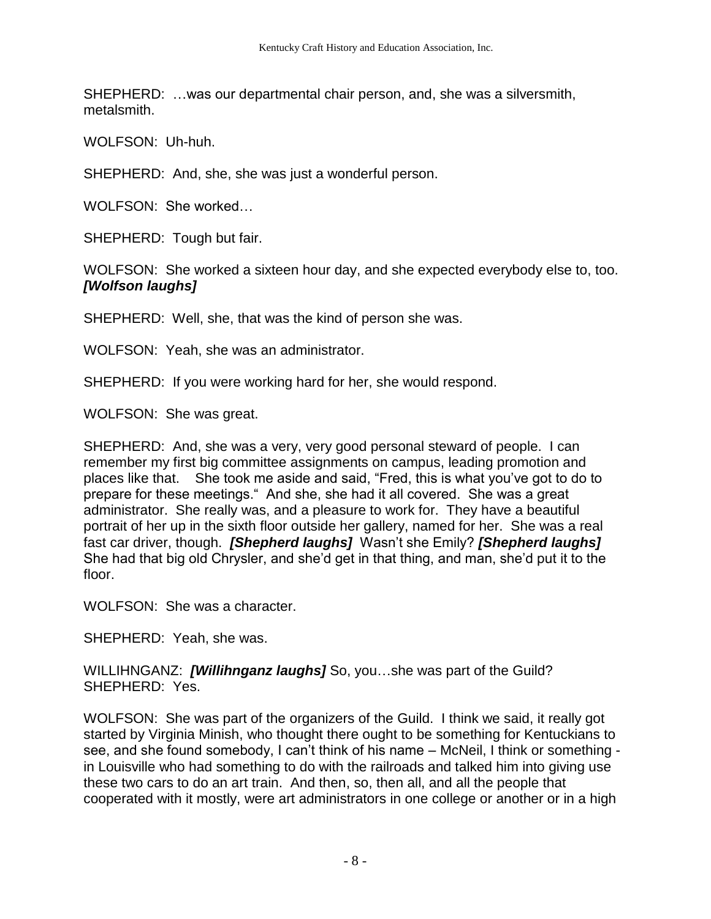SHEPHERD: …was our departmental chair person, and, she was a silversmith, metalsmith.

WOLFSON: Uh-huh.

SHEPHERD: And, she, she was just a wonderful person.

WOLFSON: She worked…

SHEPHERD: Tough but fair.

WOLFSON: She worked a sixteen hour day, and she expected everybody else to, too. ***[Wolfson laughs]***

SHEPHERD: Well, she, that was the kind of person she was.

WOLFSON: Yeah, she was an administrator.

SHEPHERD: If you were working hard for her, she would respond.

WOLFSON: She was great.

SHEPHERD: And, she was a very, very good personal steward of people. I can remember my first big committee assignments on campus, leading promotion and places like that. She took me aside and said, "Fred, this is what you've got to do to prepare for these meetings." And she, she had it all covered. She was a great administrator. She really was, and a pleasure to work for. They have a beautiful portrait of her up in the sixth floor outside her gallery, named for her. She was a real fast car driver, though. ***[Shepherd laughs]*** Wasn't she Emily? ***[Shepherd laughs]*** She had that big old Chrysler, and she'd get in that thing, and man, she'd put it to the floor.

WOLFSON: She was a character.

SHEPHERD: Yeah, she was.

WILLIHNGANZ: ***[Willihnganz laughs]*** So, you…she was part of the Guild?
SHEPHERD: Yes.

WOLFSON: She was part of the organizers of the Guild. I think we said, it really got started by Virginia Minish, who thought there ought to be something for Kentuckians to see, and she found somebody, I can't think of his name – McNeil, I think or something - in Louisville who had something to do with the railroads and talked him into giving use these two cars to do an art train. And then, so, then all, and all the people that cooperated with it mostly, were art administrators in one college or another or in a high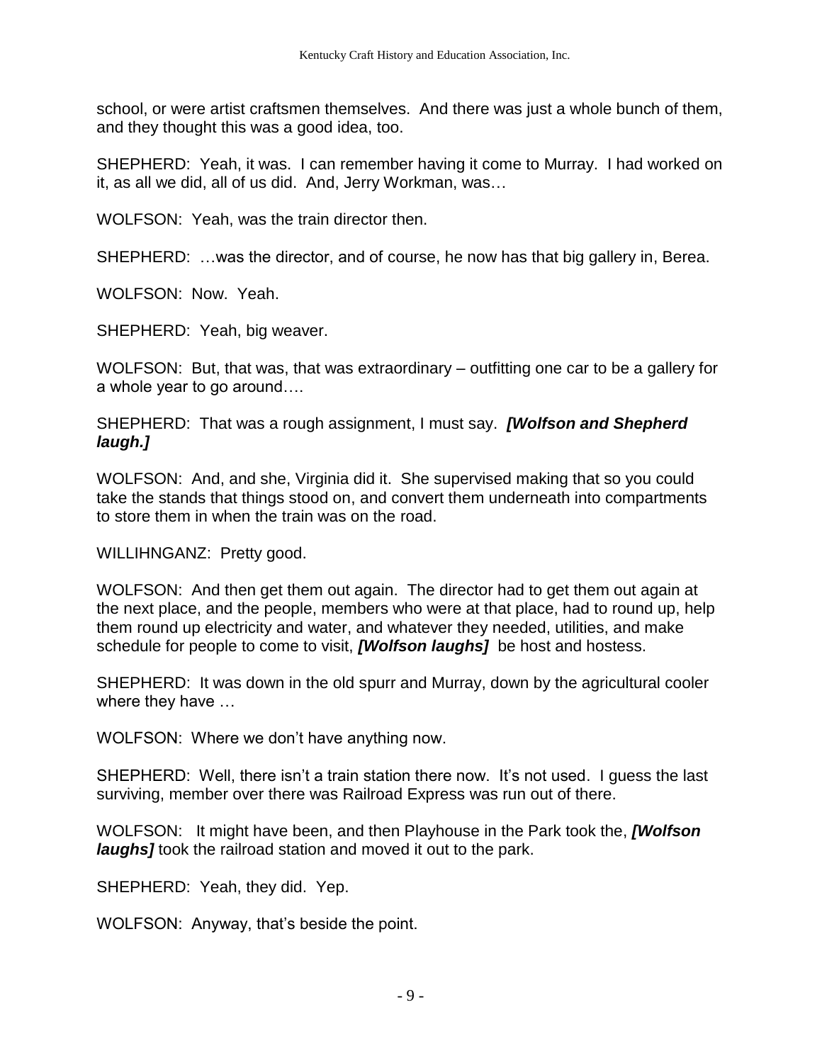school, or were artist craftsmen themselves. And there was just a whole bunch of them, and they thought this was a good idea, too.

SHEPHERD: Yeah, it was. I can remember having it come to Murray. I had worked on it, as all we did, all of us did. And, Jerry Workman, was…

WOLFSON: Yeah, was the train director then.

SHEPHERD: …was the director, and of course, he now has that big gallery in, Berea.

WOLFSON: Now. Yeah.

SHEPHERD: Yeah, big weaver.

WOLFSON: But, that was, that was extraordinary – outfitting one car to be a gallery for a whole year to go around….

SHEPHERD: That was a rough assignment, I must say. ***[Wolfson and Shepherd laugh.]***

WOLFSON: And, and she, Virginia did it. She supervised making that so you could take the stands that things stood on, and convert them underneath into compartments to store them in when the train was on the road.

WILLIHNGANZ: Pretty good.

WOLFSON: And then get them out again. The director had to get them out again at the next place, and the people, members who were at that place, had to round up, help them round up electricity and water, and whatever they needed, utilities, and make schedule for people to come to visit, ***[Wolfson laughs]*** be host and hostess.

SHEPHERD: It was down in the old spurr and Murray, down by the agricultural cooler where they have …

WOLFSON: Where we don't have anything now.

SHEPHERD: Well, there isn't a train station there now. It's not used. I guess the last surviving, member over there was Railroad Express was run out of there.

WOLFSON: It might have been, and then Playhouse in the Park took the, ***[Wolfson laughs]*** took the railroad station and moved it out to the park.

SHEPHERD: Yeah, they did. Yep.

WOLFSON: Anyway, that's beside the point.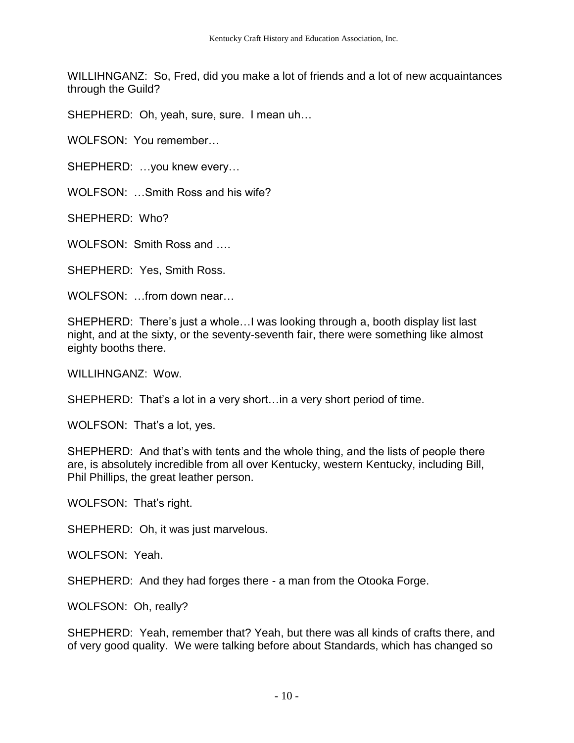WILLIHNGANZ: So, Fred, did you make a lot of friends and a lot of new acquaintances through the Guild?

SHEPHERD: Oh, yeah, sure, sure. I mean uh…

WOLFSON: You remember…

SHEPHERD: …you knew every…

WOLFSON: …Smith Ross and his wife?

SHEPHERD: Who?

WOLFSON: Smith Ross and ….

SHEPHERD: Yes, Smith Ross.

WOLFSON: …from down near…

SHEPHERD: There's just a whole…I was looking through a, booth display list last night, and at the sixty, or the seventy-seventh fair, there were something like almost eighty booths there.

WILLIHNGANZ: Wow.

SHEPHERD: That's a lot in a very short…in a very short period of time.

WOLFSON: That's a lot, yes.

SHEPHERD: And that's with tents and the whole thing, and the lists of people there are, is absolutely incredible from all over Kentucky, western Kentucky, including Bill, Phil Phillips, the great leather person.

WOLFSON: That's right.

SHEPHERD: Oh, it was just marvelous.

WOLFSON: Yeah.

SHEPHERD: And they had forges there - a man from the Otooka Forge.

WOLFSON: Oh, really?

SHEPHERD: Yeah, remember that? Yeah, but there was all kinds of crafts there, and of very good quality. We were talking before about Standards, which has changed so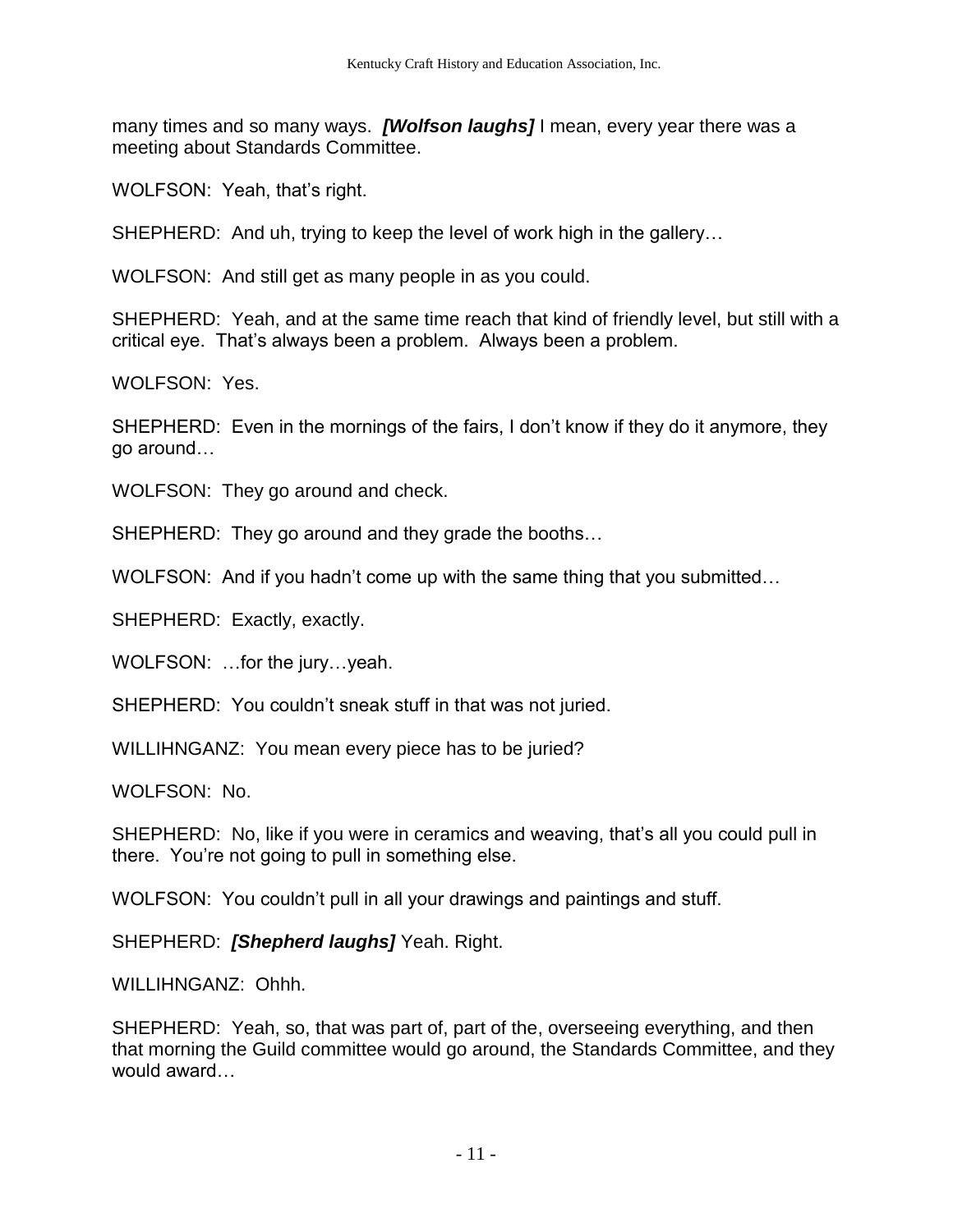many times and so many ways. ***[Wolfson laughs]*** I mean, every year there was a meeting about Standards Committee.

WOLFSON: Yeah, that's right.

SHEPHERD: And uh, trying to keep the level of work high in the gallery…

WOLFSON: And still get as many people in as you could.

SHEPHERD: Yeah, and at the same time reach that kind of friendly level, but still with a critical eye. That's always been a problem. Always been a problem.

WOLFSON: Yes.

SHEPHERD: Even in the mornings of the fairs, I don't know if they do it anymore, they go around…

WOLFSON: They go around and check.

SHEPHERD: They go around and they grade the booths…

WOLFSON: And if you hadn't come up with the same thing that you submitted…

SHEPHERD: Exactly, exactly.

WOLFSON: …for the jury…yeah.

SHEPHERD: You couldn't sneak stuff in that was not juried.

WILLIHNGANZ: You mean every piece has to be juried?

WOLFSON: No.

SHEPHERD: No, like if you were in ceramics and weaving, that's all you could pull in there. You're not going to pull in something else.

WOLFSON: You couldn't pull in all your drawings and paintings and stuff.

SHEPHERD: ***[Shepherd laughs]*** Yeah. Right.

WILLIHNGANZ: Ohhh.

SHEPHERD: Yeah, so, that was part of, part of the, overseeing everything, and then that morning the Guild committee would go around, the Standards Committee, and they would award…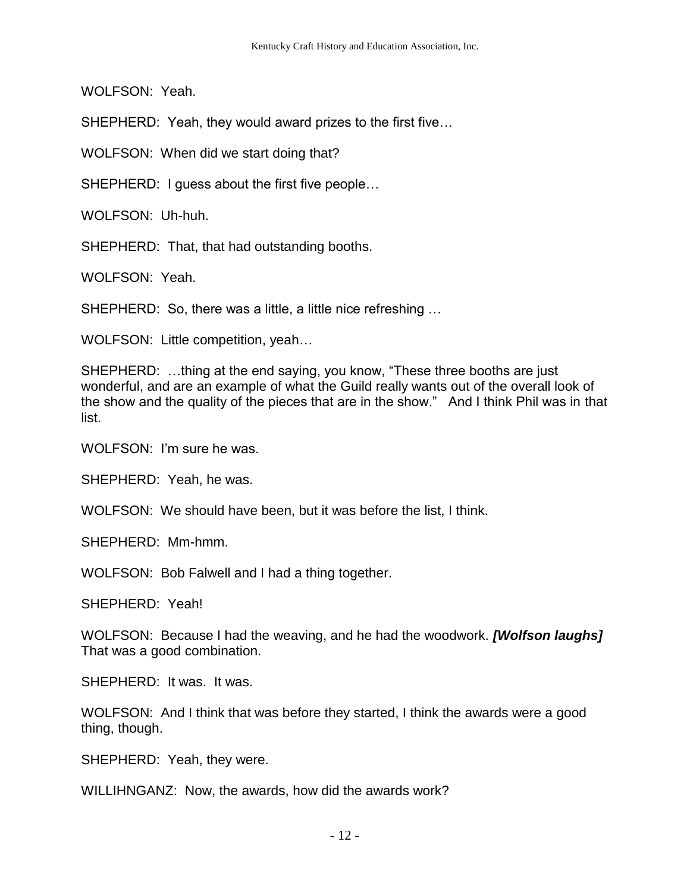WOLFSON: Yeah.

SHEPHERD: Yeah, they would award prizes to the first five…

WOLFSON: When did we start doing that?

SHEPHERD: I guess about the first five people…

WOLFSON: Uh-huh.

SHEPHERD: That, that had outstanding booths.

WOLFSON: Yeah.

SHEPHERD: So, there was a little, a little nice refreshing …

WOLFSON: Little competition, yeah…

SHEPHERD: …thing at the end saying, you know, "These three booths are just wonderful, and are an example of what the Guild really wants out of the overall look of the show and the quality of the pieces that are in the show." And I think Phil was in that list.

WOLFSON: I'm sure he was.

SHEPHERD: Yeah, he was.

WOLFSON: We should have been, but it was before the list, I think.

SHEPHERD: Mm-hmm.

WOLFSON: Bob Falwell and I had a thing together.

SHEPHERD: Yeah!

WOLFSON: Because I had the weaving, and he had the woodwork. ***[Wolfson laughs]*** That was a good combination.

SHEPHERD: It was. It was.

WOLFSON: And I think that was before they started, I think the awards were a good thing, though.

SHEPHERD: Yeah, they were.

WILLIHNGANZ: Now, the awards, how did the awards work?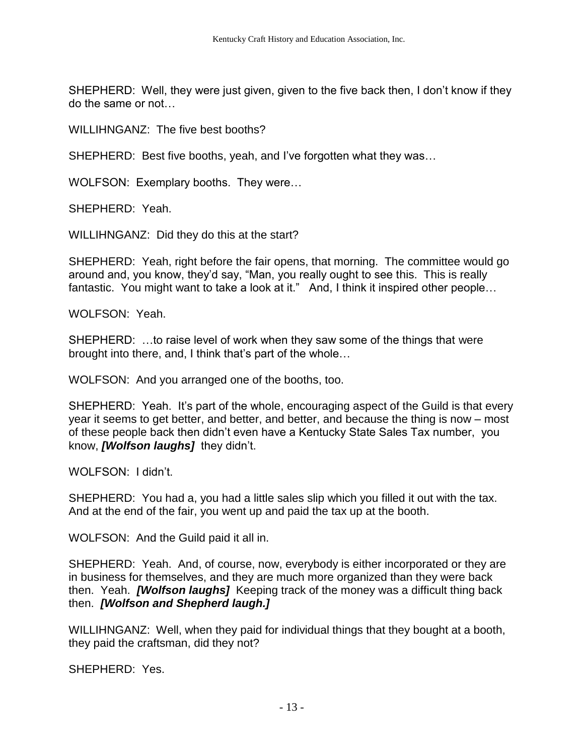SHEPHERD: Well, they were just given, given to the five back then, I don't know if they do the same or not…

WILLIHNGANZ: The five best booths?

SHEPHERD: Best five booths, yeah, and I've forgotten what they was…

WOLFSON: Exemplary booths. They were…

SHEPHERD: Yeah.

WILLIHNGANZ: Did they do this at the start?

SHEPHERD: Yeah, right before the fair opens, that morning. The committee would go around and, you know, they'd say, "Man, you really ought to see this. This is really fantastic. You might want to take a look at it." And, I think it inspired other people…

WOLFSON: Yeah.

SHEPHERD: …to raise level of work when they saw some of the things that were brought into there, and, I think that's part of the whole…

WOLFSON: And you arranged one of the booths, too.

SHEPHERD: Yeah. It's part of the whole, encouraging aspect of the Guild is that every year it seems to get better, and better, and better, and because the thing is now – most of these people back then didn't even have a Kentucky State Sales Tax number, you know, ***[Wolfson laughs]*** they didn't.

WOLFSON: I didn't.

SHEPHERD: You had a, you had a little sales slip which you filled it out with the tax. And at the end of the fair, you went up and paid the tax up at the booth.

WOLFSON: And the Guild paid it all in.

SHEPHERD: Yeah. And, of course, now, everybody is either incorporated or they are in business for themselves, and they are much more organized than they were back then. Yeah. ***[Wolfson laughs]*** Keeping track of the money was a difficult thing back then. ***[Wolfson and Shepherd laugh.]***

WILLIHNGANZ: Well, when they paid for individual things that they bought at a booth, they paid the craftsman, did they not?

SHEPHERD: Yes.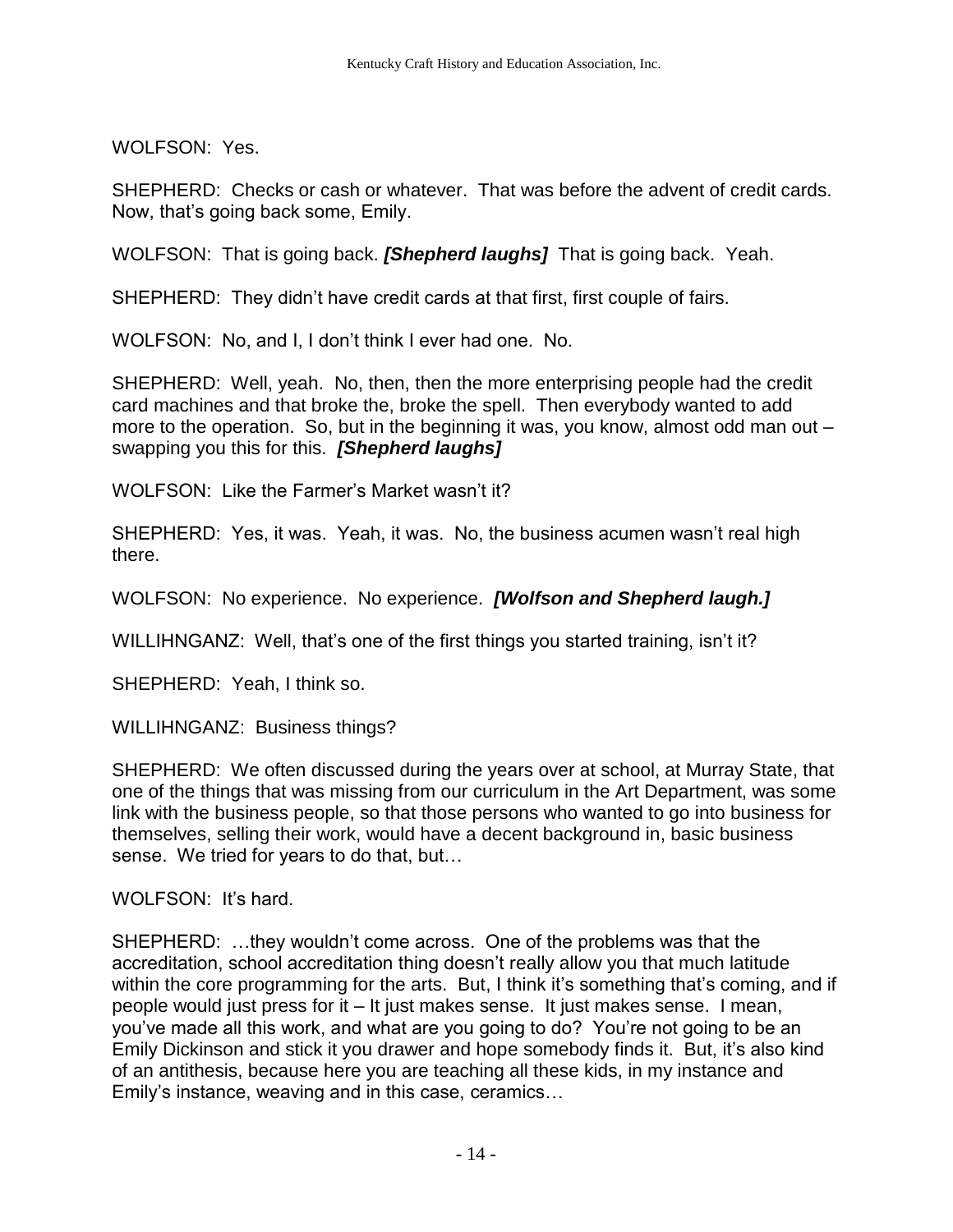WOLFSON: Yes.

SHEPHERD: Checks or cash or whatever. That was before the advent of credit cards. Now, that's going back some, Emily.

WOLFSON: That is going back. ***[Shepherd laughs]*** That is going back. Yeah.

SHEPHERD: They didn't have credit cards at that first, first couple of fairs.

WOLFSON: No, and I, I don't think I ever had one. No.

SHEPHERD: Well, yeah. No, then, then the more enterprising people had the credit card machines and that broke the, broke the spell. Then everybody wanted to add more to the operation. So, but in the beginning it was, you know, almost odd man out – swapping you this for this. ***[Shepherd laughs]***

WOLFSON: Like the Farmer's Market wasn't it?

SHEPHERD: Yes, it was. Yeah, it was. No, the business acumen wasn't real high there.

WOLFSON: No experience. No experience. ***[Wolfson and Shepherd laugh.]***

WILLIHNGANZ: Well, that's one of the first things you started training, isn't it?

SHEPHERD: Yeah, I think so.

WILLIHNGANZ: Business things?

SHEPHERD: We often discussed during the years over at school, at Murray State, that one of the things that was missing from our curriculum in the Art Department, was some link with the business people, so that those persons who wanted to go into business for themselves, selling their work, would have a decent background in, basic business sense. We tried for years to do that, but…

WOLFSON: It's hard.

SHEPHERD: …they wouldn't come across. One of the problems was that the accreditation, school accreditation thing doesn't really allow you that much latitude within the core programming for the arts. But, I think it's something that's coming, and if people would just press for it – It just makes sense. It just makes sense. I mean, you've made all this work, and what are you going to do? You're not going to be an Emily Dickinson and stick it you drawer and hope somebody finds it. But, it's also kind of an antithesis, because here you are teaching all these kids, in my instance and Emily's instance, weaving and in this case, ceramics…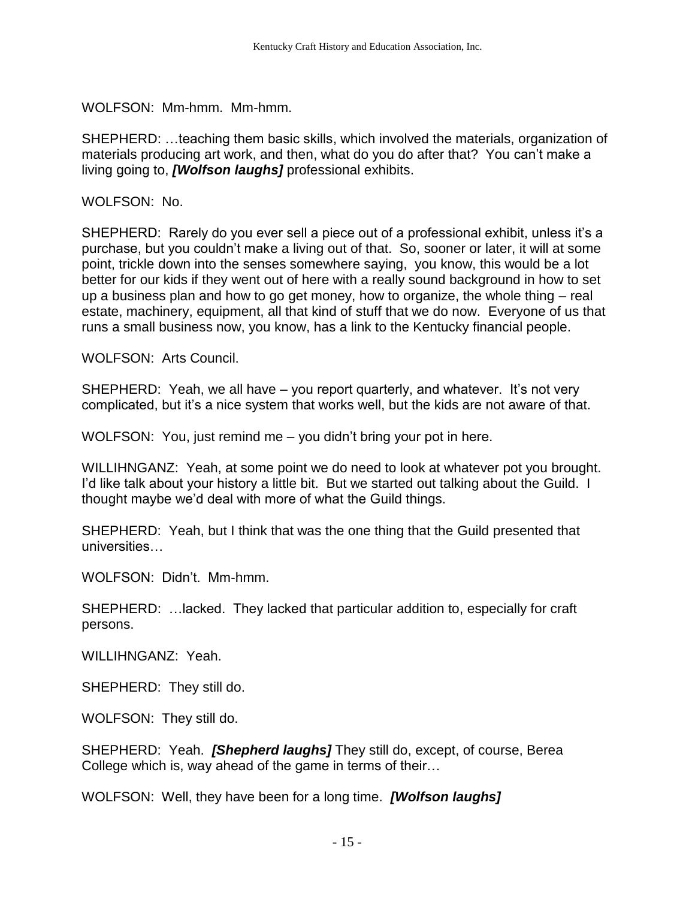WOLFSON: Mm-hmm. Mm-hmm.

SHEPHERD: …teaching them basic skills, which involved the materials, organization of materials producing art work, and then, what do you do after that? You can't make a living going to, ***[Wolfson laughs]*** professional exhibits.

WOLFSON: No.

SHEPHERD: Rarely do you ever sell a piece out of a professional exhibit, unless it's a purchase, but you couldn't make a living out of that. So, sooner or later, it will at some point, trickle down into the senses somewhere saying, you know, this would be a lot better for our kids if they went out of here with a really sound background in how to set up a business plan and how to go get money, how to organize, the whole thing – real estate, machinery, equipment, all that kind of stuff that we do now. Everyone of us that runs a small business now, you know, has a link to the Kentucky financial people.

WOLFSON: Arts Council.

SHEPHERD: Yeah, we all have – you report quarterly, and whatever. It's not very complicated, but it's a nice system that works well, but the kids are not aware of that.

WOLFSON: You, just remind me – you didn't bring your pot in here.

WILLIHNGANZ: Yeah, at some point we do need to look at whatever pot you brought. I'd like talk about your history a little bit. But we started out talking about the Guild. I thought maybe we'd deal with more of what the Guild things.

SHEPHERD: Yeah, but I think that was the one thing that the Guild presented that universities…

WOLFSON: Didn't. Mm-hmm.

SHEPHERD: …lacked. They lacked that particular addition to, especially for craft persons.

WILLIHNGANZ: Yeah.

SHEPHERD: They still do.

WOLFSON: They still do.

SHEPHERD: Yeah. ***[Shepherd laughs]*** They still do, except, of course, Berea College which is, way ahead of the game in terms of their…

WOLFSON: Well, they have been for a long time. ***[Wolfson laughs]***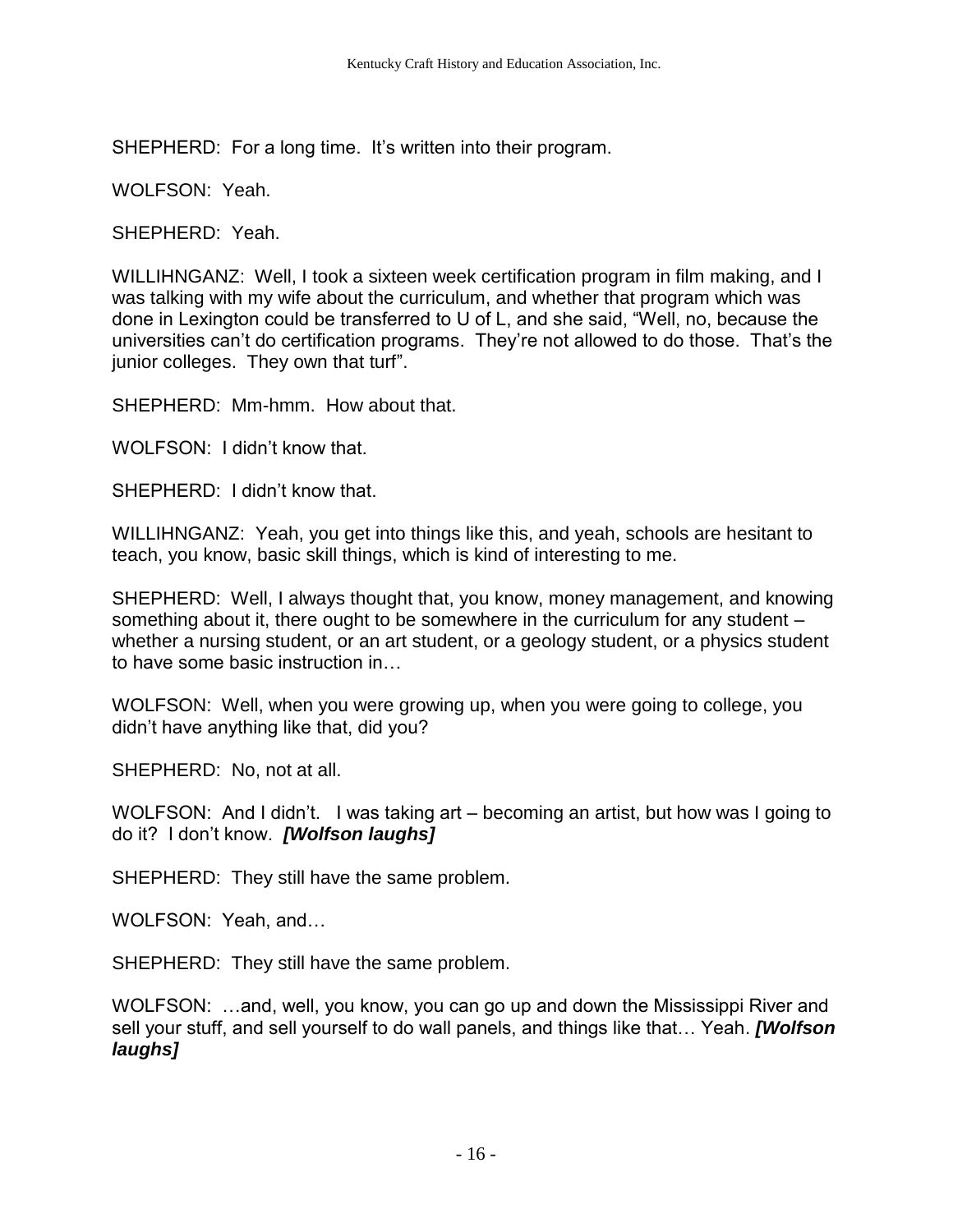SHEPHERD: For a long time. It's written into their program.

WOLFSON: Yeah.

SHEPHERD: Yeah.

WILLIHNGANZ: Well, I took a sixteen week certification program in film making, and I was talking with my wife about the curriculum, and whether that program which was done in Lexington could be transferred to U of L, and she said, "Well, no, because the universities can't do certification programs. They're not allowed to do those. That's the junior colleges. They own that turf".

SHEPHERD: Mm-hmm. How about that.

WOLFSON: I didn't know that.

SHEPHERD: I didn't know that.

WILLIHNGANZ: Yeah, you get into things like this, and yeah, schools are hesitant to teach, you know, basic skill things, which is kind of interesting to me.

SHEPHERD: Well, I always thought that, you know, money management, and knowing something about it, there ought to be somewhere in the curriculum for any student – whether a nursing student, or an art student, or a geology student, or a physics student to have some basic instruction in…

WOLFSON: Well, when you were growing up, when you were going to college, you didn't have anything like that, did you?

SHEPHERD: No, not at all.

WOLFSON: And I didn't. I was taking art – becoming an artist, but how was I going to do it? I don't know. ***[Wolfson laughs]***

SHEPHERD: They still have the same problem.

WOLFSON: Yeah, and…

SHEPHERD: They still have the same problem.

WOLFSON: …and, well, you know, you can go up and down the Mississippi River and sell your stuff, and sell yourself to do wall panels, and things like that… Yeah. ***[Wolfson laughs]***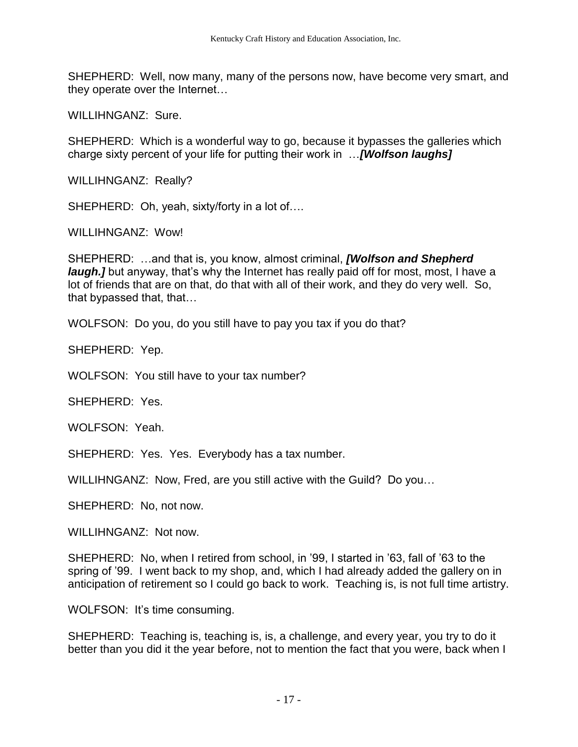SHEPHERD: Well, now many, many of the persons now, have become very smart, and they operate over the Internet…

WILLIHNGANZ: Sure.

SHEPHERD: Which is a wonderful way to go, because it bypasses the galleries which charge sixty percent of your life for putting their work in …***[Wolfson laughs]***

WILLIHNGANZ: Really?

SHEPHERD: Oh, yeah, sixty/forty in a lot of….

WILLIHNGANZ: Wow!

SHEPHERD: …and that is, you know, almost criminal, ***[Wolfson and Shepherd laugh.]*** but anyway, that's why the Internet has really paid off for most, most, I have a lot of friends that are on that, do that with all of their work, and they do very well. So, that bypassed that, that…

WOLFSON: Do you, do you still have to pay you tax if you do that?

SHEPHERD: Yep.

WOLFSON: You still have to your tax number?

SHEPHERD: Yes.

WOLFSON: Yeah.

SHEPHERD: Yes. Yes. Everybody has a tax number.

WILLIHNGANZ: Now, Fred, are you still active with the Guild? Do you…

SHEPHERD: No, not now.

WILLIHNGANZ: Not now.

SHEPHERD: No, when I retired from school, in '99, I started in '63, fall of '63 to the spring of '99. I went back to my shop, and, which I had already added the gallery on in anticipation of retirement so I could go back to work. Teaching is, is not full time artistry.

WOLFSON: It's time consuming.

SHEPHERD: Teaching is, teaching is, is, a challenge, and every year, you try to do it better than you did it the year before, not to mention the fact that you were, back when I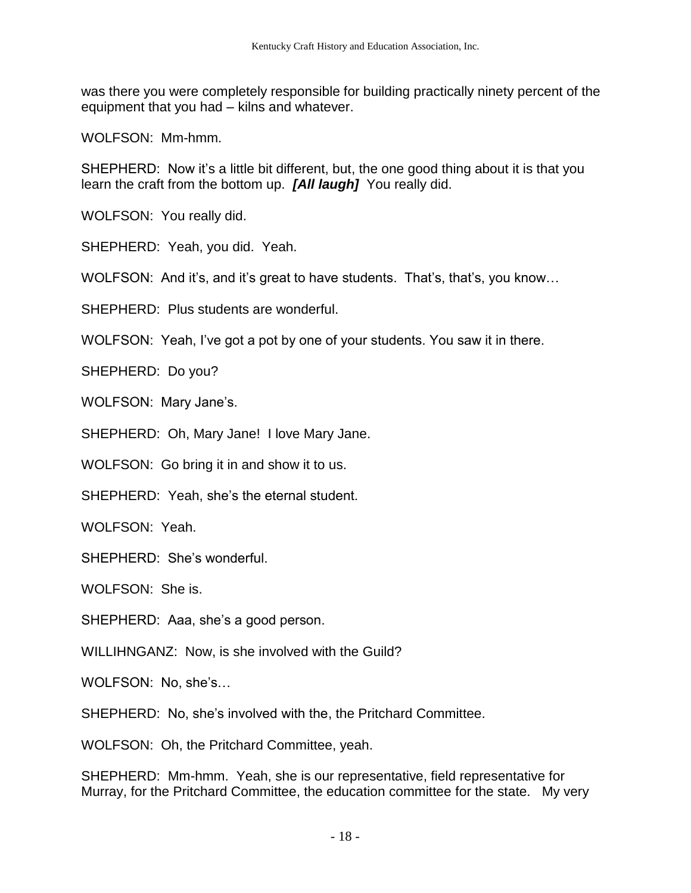was there you were completely responsible for building practically ninety percent of the equipment that you had – kilns and whatever.

WOLFSON: Mm-hmm.

SHEPHERD: Now it's a little bit different, but, the one good thing about it is that you learn the craft from the bottom up. ***[All laugh]*** You really did.

WOLFSON: You really did.

SHEPHERD: Yeah, you did. Yeah.

WOLFSON: And it's, and it's great to have students. That's, that's, you know…

SHEPHERD: Plus students are wonderful.

WOLFSON: Yeah, I've got a pot by one of your students. You saw it in there.

SHEPHERD: Do you?

WOLFSON: Mary Jane's.

SHEPHERD: Oh, Mary Jane! I love Mary Jane.

WOLFSON: Go bring it in and show it to us.

SHEPHERD: Yeah, she's the eternal student.

WOLFSON: Yeah.

SHEPHERD: She's wonderful.

WOLFSON: She is.

SHEPHERD: Aaa, she's a good person.

WILLIHNGANZ: Now, is she involved with the Guild?

WOLFSON: No, she's…

SHEPHERD: No, she's involved with the, the Pritchard Committee.

WOLFSON: Oh, the Pritchard Committee, yeah.

SHEPHERD: Mm-hmm. Yeah, she is our representative, field representative for Murray, for the Pritchard Committee, the education committee for the state. My very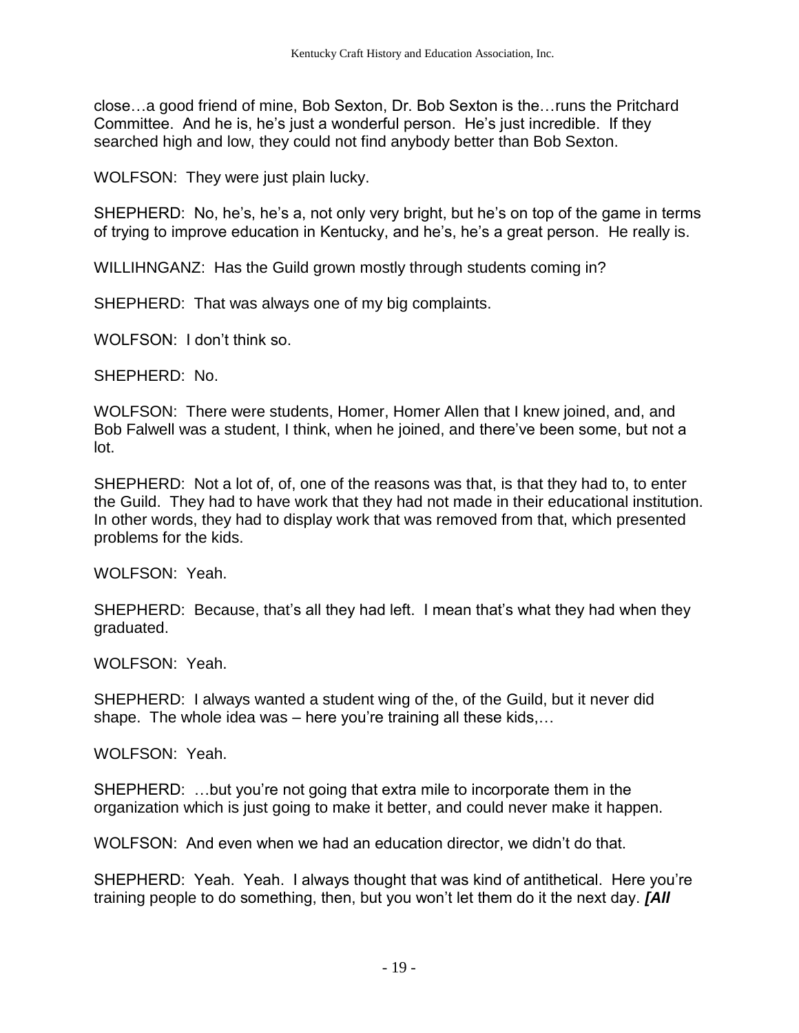close…a good friend of mine, Bob Sexton, Dr. Bob Sexton is the…runs the Pritchard Committee. And he is, he's just a wonderful person. He's just incredible. If they searched high and low, they could not find anybody better than Bob Sexton.

WOLFSON: They were just plain lucky.

SHEPHERD: No, he's, he's a, not only very bright, but he's on top of the game in terms of trying to improve education in Kentucky, and he's, he's a great person. He really is.

WILLIHNGANZ: Has the Guild grown mostly through students coming in?

SHEPHERD: That was always one of my big complaints.

WOLFSON: I don't think so.

SHEPHERD: No.

WOLFSON: There were students, Homer, Homer Allen that I knew joined, and, and Bob Falwell was a student, I think, when he joined, and there've been some, but not a lot.

SHEPHERD: Not a lot of, of, one of the reasons was that, is that they had to, to enter the Guild. They had to have work that they had not made in their educational institution. In other words, they had to display work that was removed from that, which presented problems for the kids.

WOLFSON: Yeah.

SHEPHERD: Because, that's all they had left. I mean that's what they had when they graduated.

WOLFSON: Yeah.

SHEPHERD: I always wanted a student wing of the, of the Guild, but it never did shape. The whole idea was – here you're training all these kids,…

WOLFSON: Yeah.

SHEPHERD: …but you're not going that extra mile to incorporate them in the organization which is just going to make it better, and could never make it happen.

WOLFSON: And even when we had an education director, we didn't do that.

SHEPHERD: Yeah. Yeah. I always thought that was kind of antithetical. Here you're training people to do something, then, but you won't let them do it the next day. ***[All***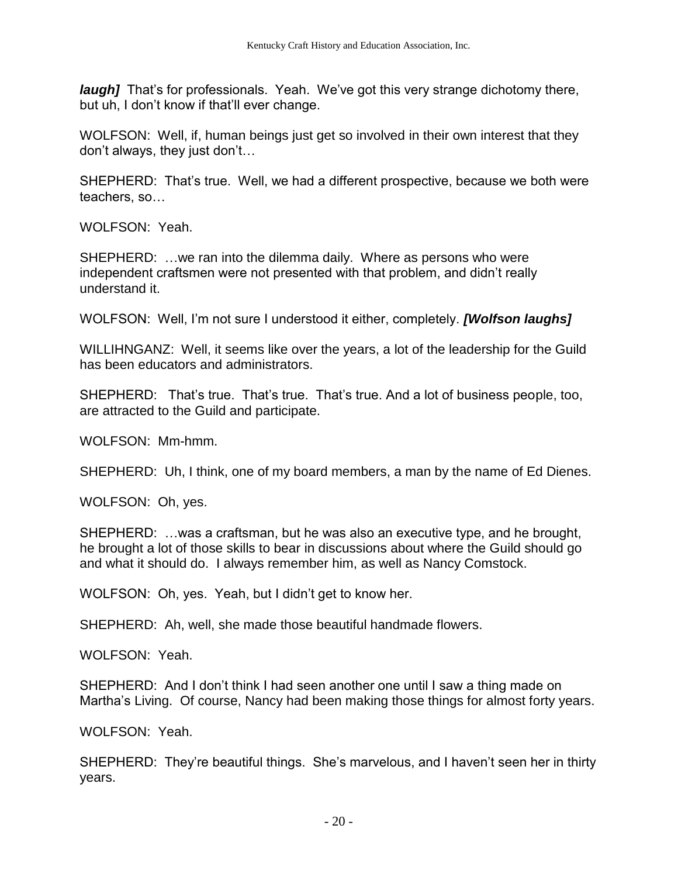***laugh]*** That's for professionals. Yeah. We've got this very strange dichotomy there, but uh, I don't know if that'll ever change.

WOLFSON: Well, if, human beings just get so involved in their own interest that they don't always, they just don't…

SHEPHERD: That's true. Well, we had a different prospective, because we both were teachers, so…

WOLFSON: Yeah.

SHEPHERD: …we ran into the dilemma daily. Where as persons who were independent craftsmen were not presented with that problem, and didn't really understand it.

WOLFSON: Well, I'm not sure I understood it either, completely. ***[Wolfson laughs]***

WILLIHNGANZ: Well, it seems like over the years, a lot of the leadership for the Guild has been educators and administrators.

SHEPHERD: That's true. That's true. That's true. And a lot of business people, too, are attracted to the Guild and participate.

WOLFSON: Mm-hmm.

SHEPHERD: Uh, I think, one of my board members, a man by the name of Ed Dienes.

WOLFSON: Oh, yes.

SHEPHERD: …was a craftsman, but he was also an executive type, and he brought, he brought a lot of those skills to bear in discussions about where the Guild should go and what it should do. I always remember him, as well as Nancy Comstock.

WOLFSON: Oh, yes. Yeah, but I didn't get to know her.

SHEPHERD: Ah, well, she made those beautiful handmade flowers.

WOLFSON: Yeah.

SHEPHERD: And I don't think I had seen another one until I saw a thing made on Martha's Living. Of course, Nancy had been making those things for almost forty years.

WOLFSON: Yeah.

SHEPHERD: They're beautiful things. She's marvelous, and I haven't seen her in thirty years.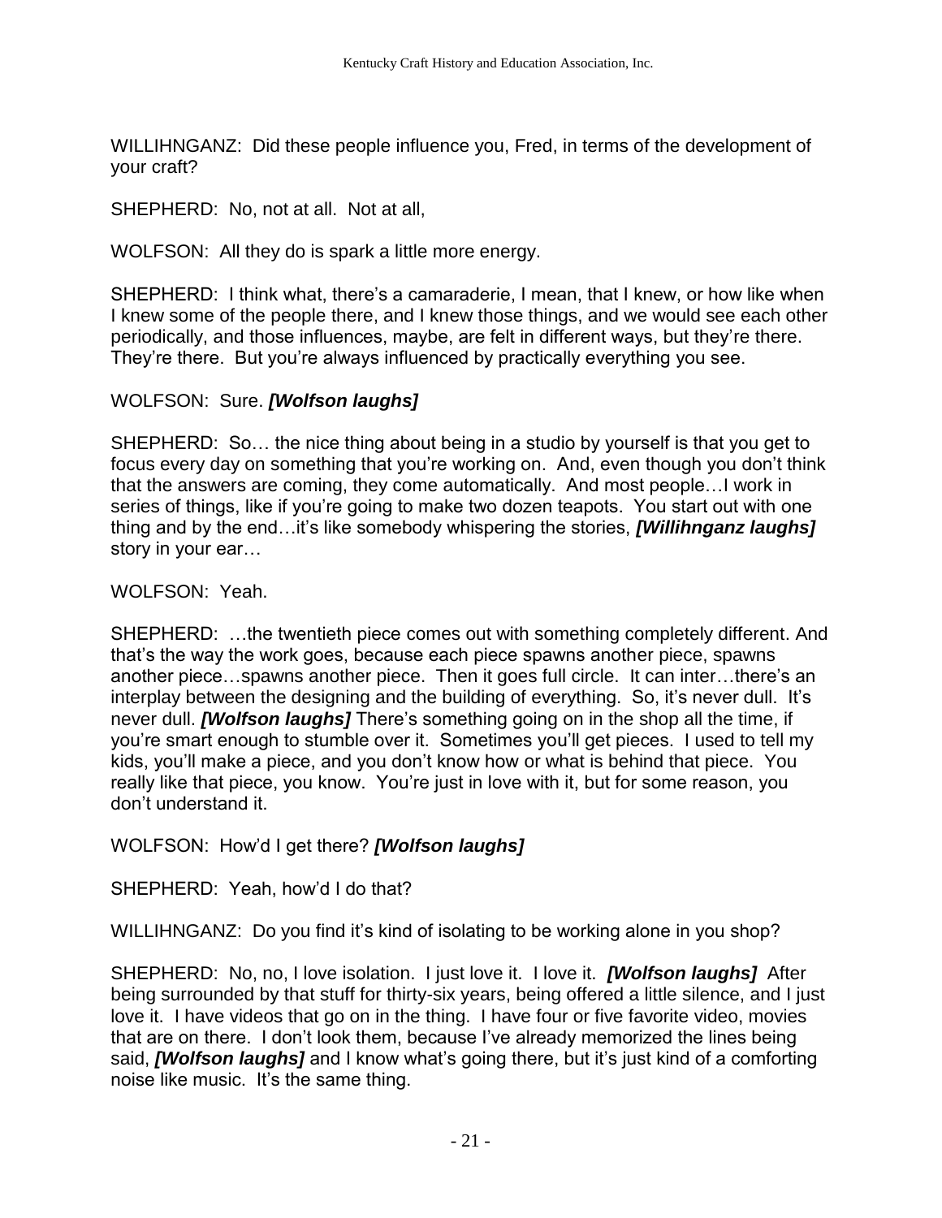WILLIHNGANZ: Did these people influence you, Fred, in terms of the development of your craft?

SHEPHERD: No, not at all. Not at all,

WOLFSON: All they do is spark a little more energy.

SHEPHERD: I think what, there's a camaraderie, I mean, that I knew, or how like when I knew some of the people there, and I knew those things, and we would see each other periodically, and those influences, maybe, are felt in different ways, but they're there. They're there. But you're always influenced by practically everything you see.

WOLFSON: Sure. ***[Wolfson laughs]***

SHEPHERD: So… the nice thing about being in a studio by yourself is that you get to focus every day on something that you're working on. And, even though you don't think that the answers are coming, they come automatically. And most people…I work in series of things, like if you're going to make two dozen teapots. You start out with one thing and by the end…it's like somebody whispering the stories, ***[Willihnganz laughs]*** story in your ear…

WOLFSON: Yeah.

SHEPHERD: …the twentieth piece comes out with something completely different. And that's the way the work goes, because each piece spawns another piece, spawns another piece…spawns another piece. Then it goes full circle. It can inter…there's an interplay between the designing and the building of everything. So, it's never dull. It's never dull. ***[Wolfson laughs]*** There's something going on in the shop all the time, if you're smart enough to stumble over it. Sometimes you'll get pieces. I used to tell my kids, you'll make a piece, and you don't know how or what is behind that piece. You really like that piece, you know. You're just in love with it, but for some reason, you don't understand it.

WOLFSON: How'd I get there? ***[Wolfson laughs]***

SHEPHERD: Yeah, how'd I do that?

WILLIHNGANZ: Do you find it's kind of isolating to be working alone in you shop?

SHEPHERD: No, no, I love isolation. I just love it. I love it. ***[Wolfson laughs]*** After being surrounded by that stuff for thirty-six years, being offered a little silence, and I just love it. I have videos that go on in the thing. I have four or five favorite video, movies that are on there. I don't look them, because I've already memorized the lines being said, ***[Wolfson laughs]*** and I know what's going there, but it's just kind of a comforting noise like music. It's the same thing.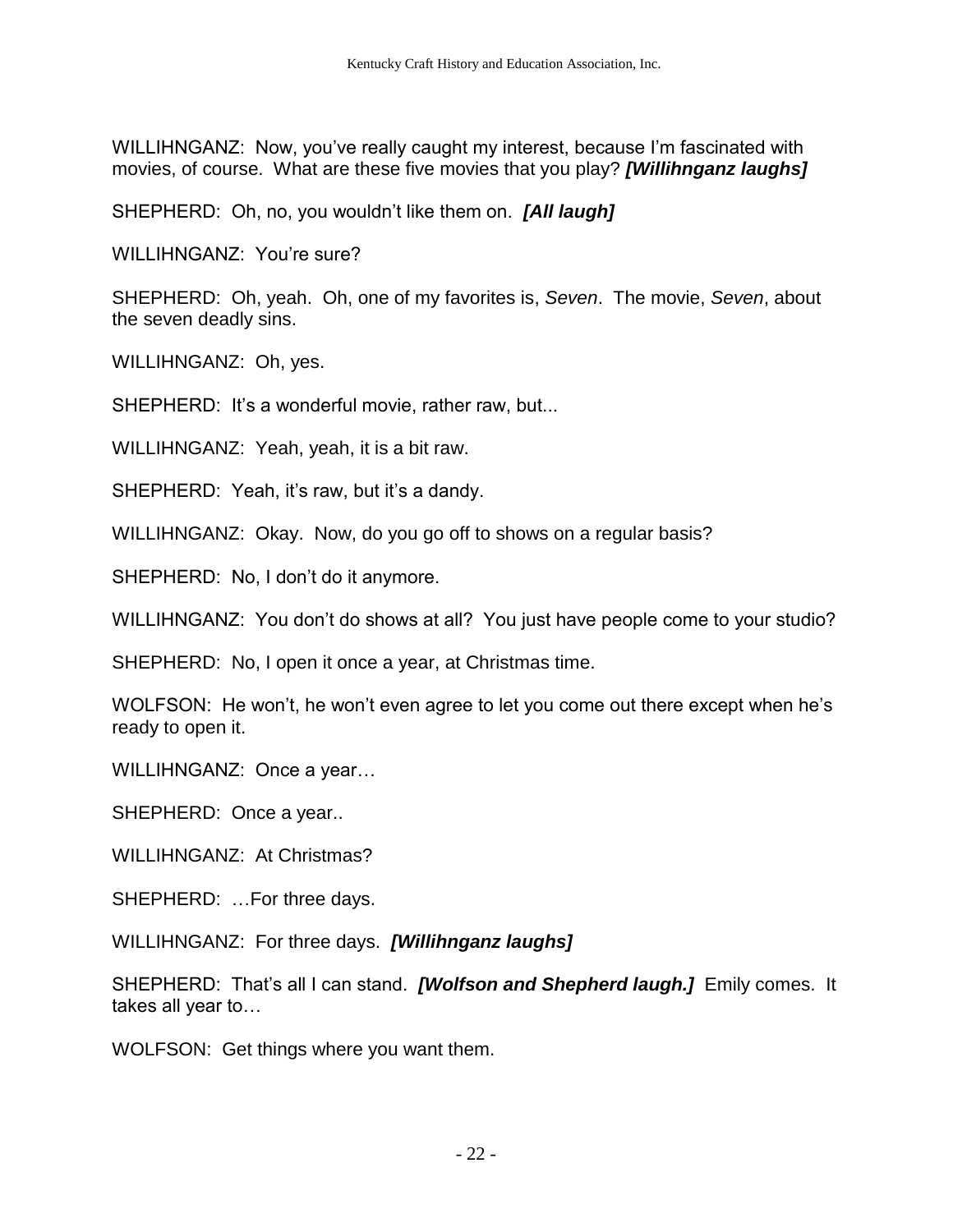WILLIHNGANZ: Now, you've really caught my interest, because I'm fascinated with movies, of course. What are these five movies that you play? ***[Willihnganz laughs]***

SHEPHERD: Oh, no, you wouldn't like them on. ***[All laugh]***

WILLIHNGANZ: You're sure?

SHEPHERD: Oh, yeah. Oh, one of my favorites is, *Seven*. The movie, *Seven*, about the seven deadly sins.

WILLIHNGANZ: Oh, yes.

SHEPHERD: It's a wonderful movie, rather raw, but...

WILLIHNGANZ: Yeah, yeah, it is a bit raw.

SHEPHERD: Yeah, it's raw, but it's a dandy.

WILLIHNGANZ: Okay. Now, do you go off to shows on a regular basis?

SHEPHERD: No, I don't do it anymore.

WILLIHNGANZ: You don't do shows at all? You just have people come to your studio?

SHEPHERD: No, I open it once a year, at Christmas time.

WOLFSON: He won't, he won't even agree to let you come out there except when he's ready to open it.

WILLIHNGANZ: Once a year…

SHEPHERD: Once a year..

WILLIHNGANZ: At Christmas?

SHEPHERD: …For three days.

WILLIHNGANZ: For three days. ***[Willihnganz laughs]***

SHEPHERD: That's all I can stand. ***[Wolfson and Shepherd laugh.]*** Emily comes. It takes all year to…

WOLFSON: Get things where you want them.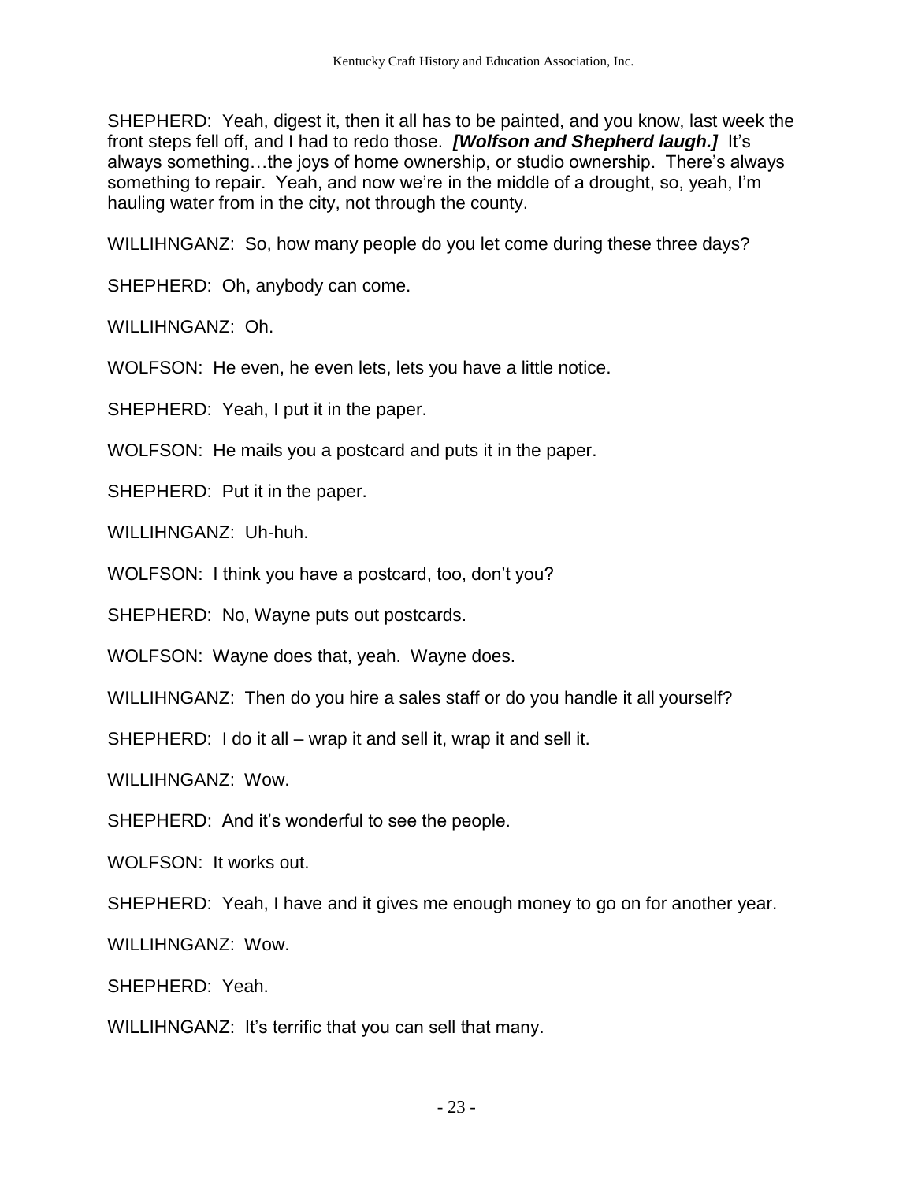SHEPHERD: Yeah, digest it, then it all has to be painted, and you know, last week the front steps fell off, and I had to redo those. ***[Wolfson and Shepherd laugh.]*** It's always something…the joys of home ownership, or studio ownership. There's always something to repair. Yeah, and now we're in the middle of a drought, so, yeah, I'm hauling water from in the city, not through the county.

WILLIHNGANZ: So, how many people do you let come during these three days?

SHEPHERD: Oh, anybody can come.

WILLIHNGANZ: Oh.

WOLFSON: He even, he even lets, lets you have a little notice.

SHEPHERD: Yeah, I put it in the paper.

WOLFSON: He mails you a postcard and puts it in the paper.

SHEPHERD: Put it in the paper.

WILLIHNGANZ: Uh-huh.

WOLFSON: I think you have a postcard, too, don't you?

SHEPHERD: No, Wayne puts out postcards.

WOLFSON: Wayne does that, yeah. Wayne does.

WILLIHNGANZ: Then do you hire a sales staff or do you handle it all yourself?

SHEPHERD: I do it all – wrap it and sell it, wrap it and sell it.

WILLIHNGANZ: Wow.

SHEPHERD: And it's wonderful to see the people.

WOLFSON: It works out.

SHEPHERD: Yeah, I have and it gives me enough money to go on for another year.

WILLIHNGANZ: Wow.

SHEPHERD: Yeah.

WILLIHNGANZ: It's terrific that you can sell that many.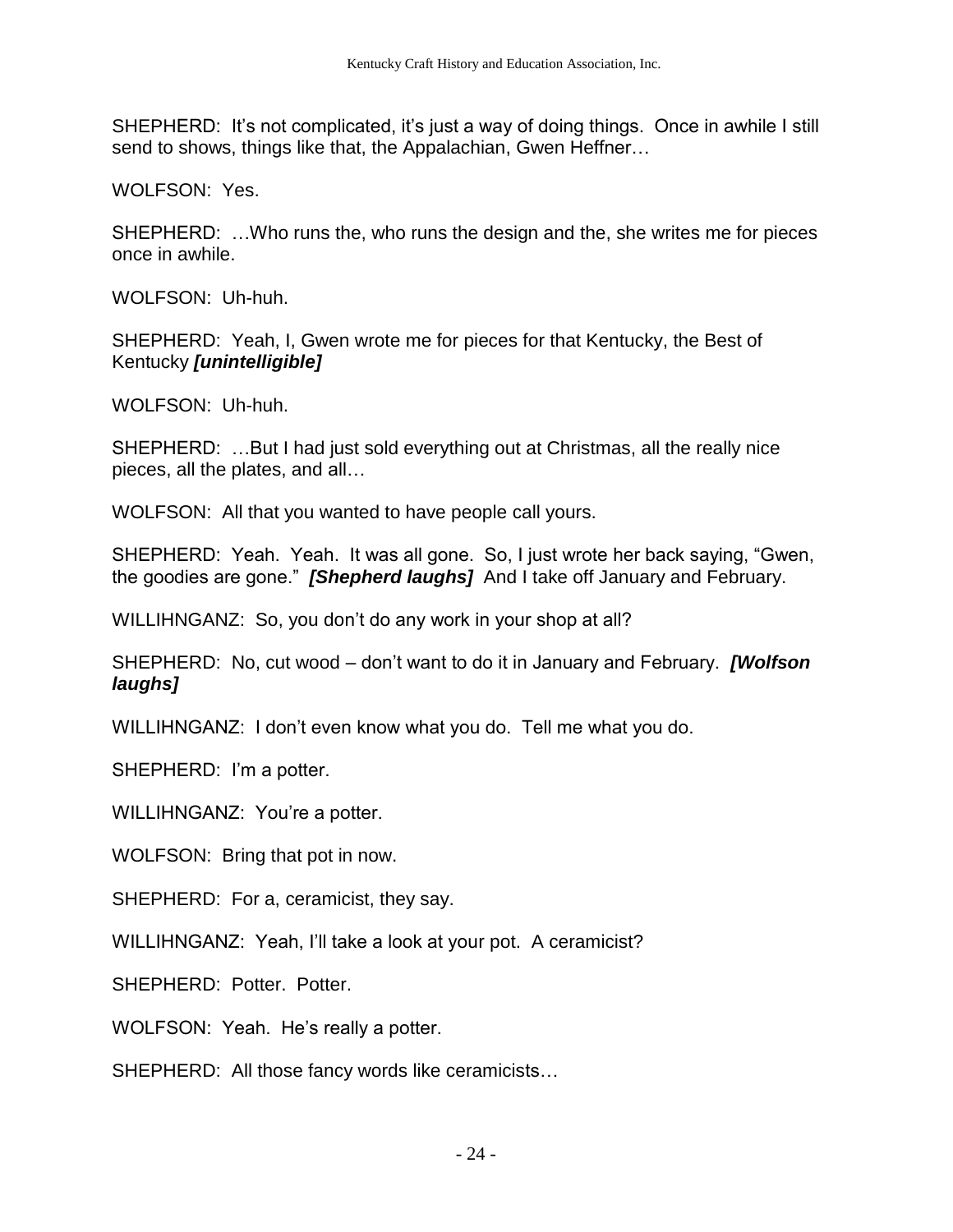SHEPHERD: It's not complicated, it's just a way of doing things. Once in awhile I still send to shows, things like that, the Appalachian, Gwen Heffner…

WOLFSON: Yes.

SHEPHERD: …Who runs the, who runs the design and the, she writes me for pieces once in awhile.

WOLFSON: Uh-huh.

SHEPHERD: Yeah, I, Gwen wrote me for pieces for that Kentucky, the Best of Kentucky ***[unintelligible]***

WOLFSON: Uh-huh.

SHEPHERD: …But I had just sold everything out at Christmas, all the really nice pieces, all the plates, and all…

WOLFSON: All that you wanted to have people call yours.

SHEPHERD: Yeah. Yeah. It was all gone. So, I just wrote her back saying, "Gwen, the goodies are gone." ***[Shepherd laughs]*** And I take off January and February.

WILLIHNGANZ: So, you don't do any work in your shop at all?

SHEPHERD: No, cut wood – don't want to do it in January and February. ***[Wolfson laughs]***

WILLIHNGANZ: I don't even know what you do. Tell me what you do.

SHEPHERD: I'm a potter.

WILLIHNGANZ: You're a potter.

WOLFSON: Bring that pot in now.

SHEPHERD: For a, ceramicist, they say.

WILLIHNGANZ: Yeah, I'll take a look at your pot. A ceramicist?

SHEPHERD: Potter. Potter.

WOLFSON: Yeah. He's really a potter.

SHEPHERD: All those fancy words like ceramicists…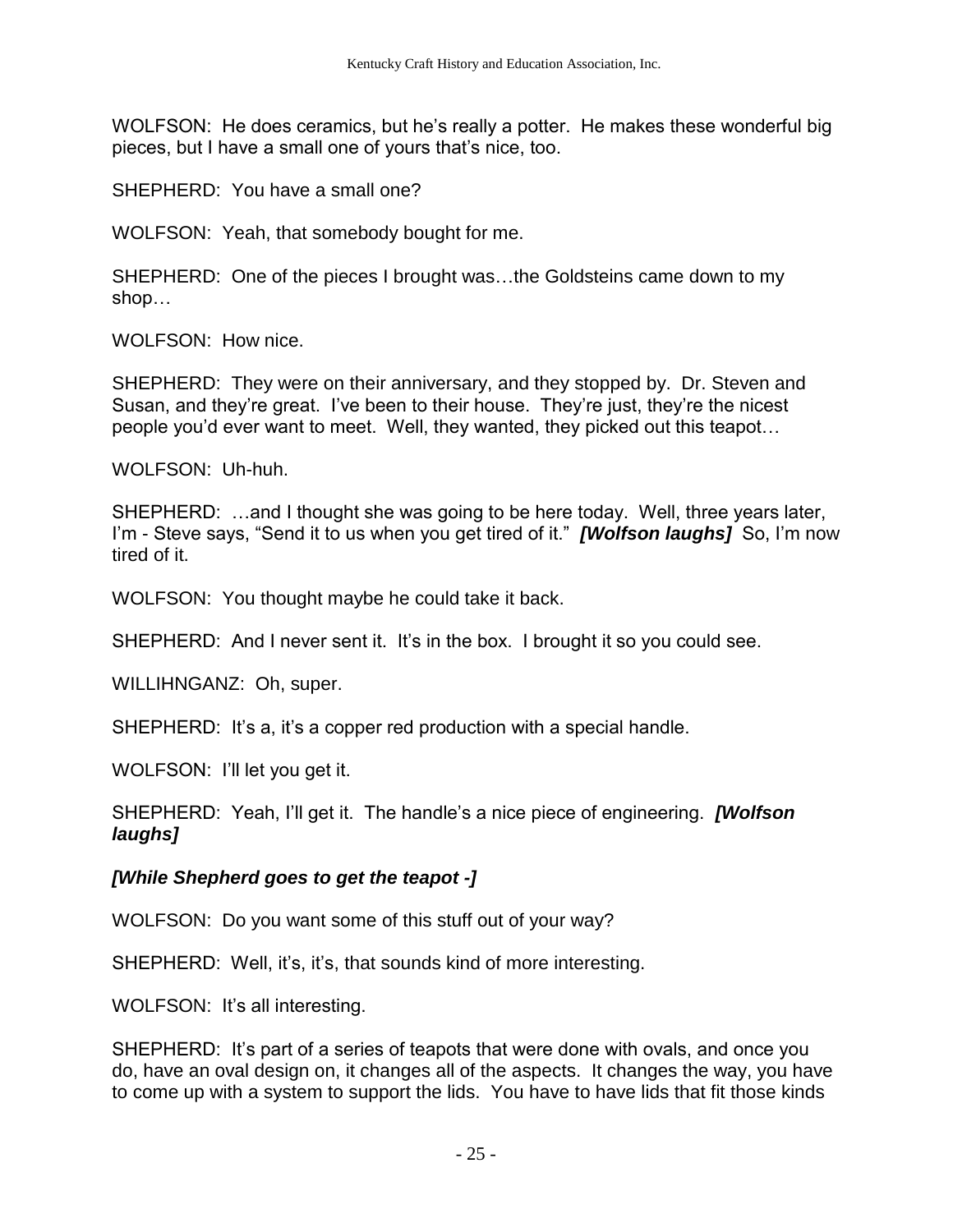WOLFSON: He does ceramics, but he's really a potter. He makes these wonderful big pieces, but I have a small one of yours that's nice, too.

SHEPHERD: You have a small one?

WOLFSON: Yeah, that somebody bought for me.

SHEPHERD: One of the pieces I brought was…the Goldsteins came down to my shop…

WOLFSON: How nice.

SHEPHERD: They were on their anniversary, and they stopped by. Dr. Steven and Susan, and they're great. I've been to their house. They're just, they're the nicest people you'd ever want to meet. Well, they wanted, they picked out this teapot…

WOLFSON: Uh-huh.

SHEPHERD: …and I thought she was going to be here today. Well, three years later, I'm - Steve says, "Send it to us when you get tired of it." ***[Wolfson laughs]*** So, I'm now tired of it.

WOLFSON: You thought maybe he could take it back.

SHEPHERD: And I never sent it. It's in the box. I brought it so you could see.

WILLIHNGANZ: Oh, super.

SHEPHERD: It's a, it's a copper red production with a special handle.

WOLFSON: I'll let you get it.

SHEPHERD: Yeah, I'll get it. The handle's a nice piece of engineering. ***[Wolfson laughs]***

***[While Shepherd goes to get the teapot -]***

WOLFSON: Do you want some of this stuff out of your way?

SHEPHERD: Well, it's, it's, that sounds kind of more interesting.

WOLFSON: It's all interesting.

SHEPHERD: It's part of a series of teapots that were done with ovals, and once you do, have an oval design on, it changes all of the aspects. It changes the way, you have to come up with a system to support the lids. You have to have lids that fit those kinds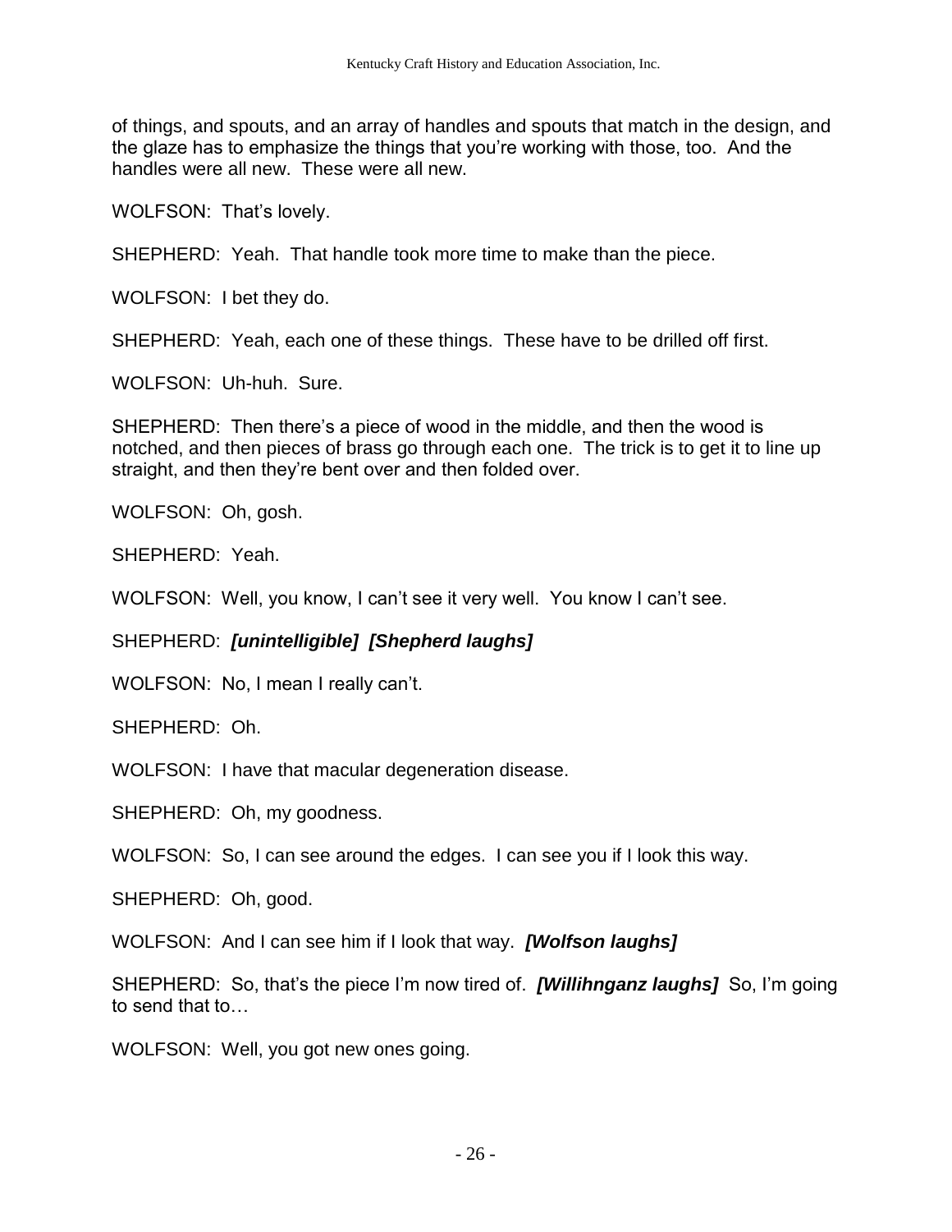of things, and spouts, and an array of handles and spouts that match in the design, and the glaze has to emphasize the things that you're working with those, too. And the handles were all new. These were all new.

WOLFSON: That's lovely.

SHEPHERD: Yeah. That handle took more time to make than the piece.

WOLFSON: I bet they do.

SHEPHERD: Yeah, each one of these things. These have to be drilled off first.

WOLFSON: Uh-huh. Sure.

SHEPHERD: Then there's a piece of wood in the middle, and then the wood is notched, and then pieces of brass go through each one. The trick is to get it to line up straight, and then they're bent over and then folded over.

WOLFSON: Oh, gosh.

SHEPHERD: Yeah.

WOLFSON: Well, you know, I can't see it very well. You know I can't see.

SHEPHERD: ***[unintelligible] [Shepherd laughs]***

WOLFSON: No, I mean I really can't.

SHEPHERD: Oh.

WOLFSON: I have that macular degeneration disease.

SHEPHERD: Oh, my goodness.

WOLFSON: So, I can see around the edges. I can see you if I look this way.

SHEPHERD: Oh, good.

WOLFSON: And I can see him if I look that way. ***[Wolfson laughs]***

SHEPHERD: So, that's the piece I'm now tired of. ***[Willihnganz laughs]*** So, I'm going to send that to…

WOLFSON: Well, you got new ones going.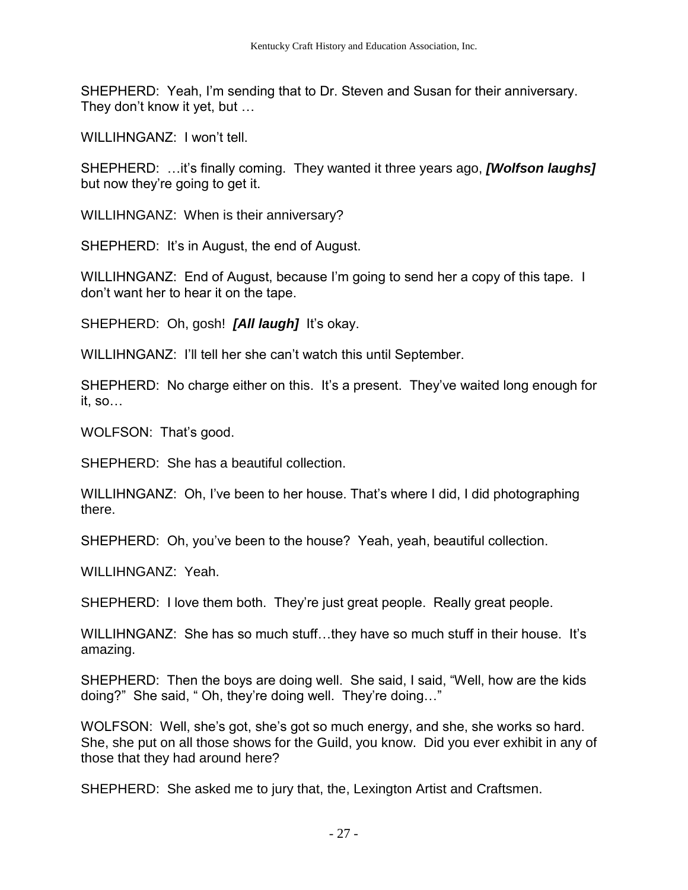SHEPHERD: Yeah, I'm sending that to Dr. Steven and Susan for their anniversary. They don't know it yet, but …

WILLIHNGANZ: I won't tell.

SHEPHERD: …it's finally coming. They wanted it three years ago, ***[Wolfson laughs]*** but now they're going to get it.

WILLIHNGANZ: When is their anniversary?

SHEPHERD: It's in August, the end of August.

WILLIHNGANZ: End of August, because I'm going to send her a copy of this tape. I don't want her to hear it on the tape.

SHEPHERD: Oh, gosh! ***[All laugh]*** It's okay.

WILLIHNGANZ: I'll tell her she can't watch this until September.

SHEPHERD: No charge either on this. It's a present. They've waited long enough for it, so…

WOLFSON: That's good.

SHEPHERD: She has a beautiful collection.

WILLIHNGANZ: Oh, I've been to her house. That's where I did, I did photographing there.

SHEPHERD: Oh, you've been to the house? Yeah, yeah, beautiful collection.

WILLIHNGANZ: Yeah.

SHEPHERD: I love them both. They're just great people. Really great people.

WILLIHNGANZ: She has so much stuff…they have so much stuff in their house. It's amazing.

SHEPHERD: Then the boys are doing well. She said, I said, "Well, how are the kids doing?" She said, " Oh, they're doing well. They're doing…"

WOLFSON: Well, she's got, she's got so much energy, and she, she works so hard. She, she put on all those shows for the Guild, you know. Did you ever exhibit in any of those that they had around here?

SHEPHERD: She asked me to jury that, the, Lexington Artist and Craftsmen.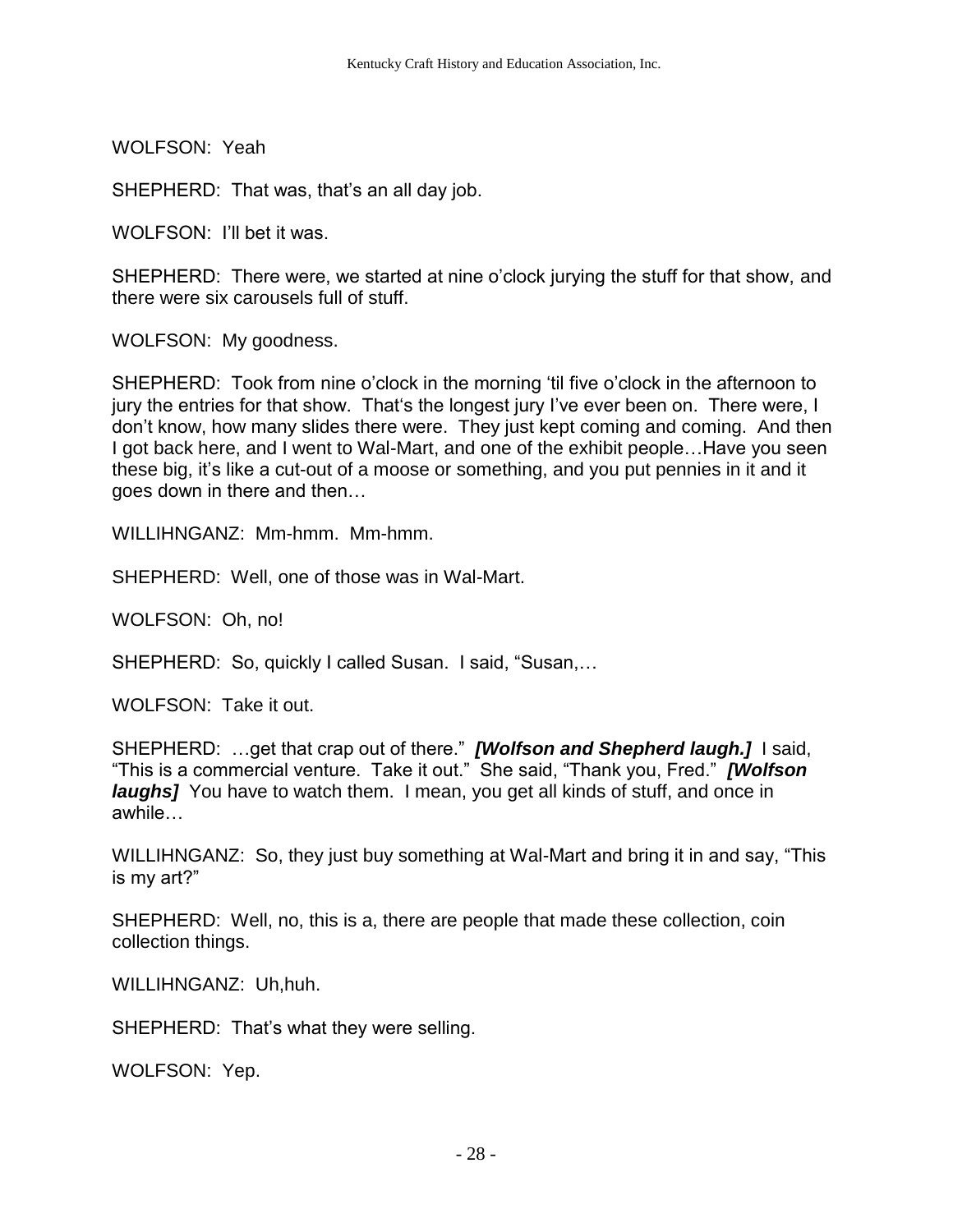WOLFSON: Yeah

SHEPHERD: That was, that's an all day job.

WOLFSON: I'll bet it was.

SHEPHERD: There were, we started at nine o'clock jurying the stuff for that show, and there were six carousels full of stuff.

WOLFSON: My goodness.

SHEPHERD: Took from nine o'clock in the morning 'til five o'clock in the afternoon to jury the entries for that show. That's the longest jury I've ever been on. There were, I don't know, how many slides there were. They just kept coming and coming. And then I got back here, and I went to Wal-Mart, and one of the exhibit people…Have you seen these big, it's like a cut-out of a moose or something, and you put pennies in it and it goes down in there and then…

WILLIHNGANZ: Mm-hmm. Mm-hmm.

SHEPHERD: Well, one of those was in Wal-Mart.

WOLFSON: Oh, no!

SHEPHERD: So, quickly I called Susan. I said, "Susan,…

WOLFSON: Take it out.

SHEPHERD: …get that crap out of there." ***[Wolfson and Shepherd laugh.]*** I said, "This is a commercial venture. Take it out." She said, "Thank you, Fred." ***[Wolfson laughs]*** You have to watch them. I mean, you get all kinds of stuff, and once in awhile…

WILLIHNGANZ: So, they just buy something at Wal-Mart and bring it in and say, "This is my art?"

SHEPHERD: Well, no, this is a, there are people that made these collection, coin collection things.

WILLIHNGANZ: Uh,huh.

SHEPHERD: That's what they were selling.

WOLFSON: Yep.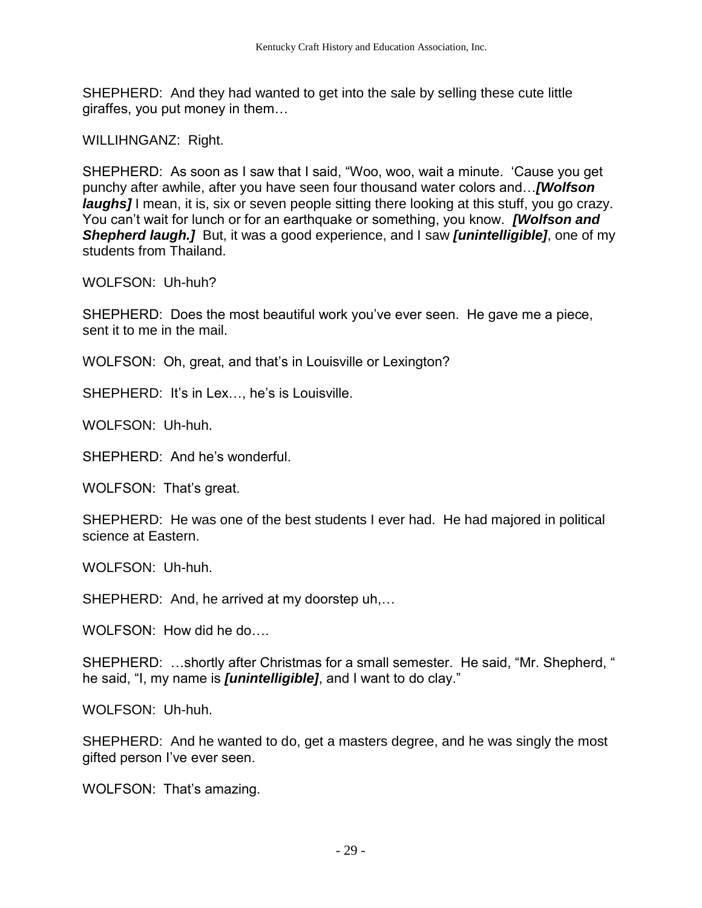SHEPHERD: And they had wanted to get into the sale by selling these cute little giraffes, you put money in them…

WILLIHNGANZ: Right.

SHEPHERD: As soon as I saw that I said, “Woo, woo, wait a minute. ‘Cause you get punchy after awhile, after you have seen four thousand water colors and…***[Wolfson laughs]*** I mean, it is, six or seven people sitting there looking at this stuff, you go crazy. You can’t wait for lunch or for an earthquake or something, you know. ***[Wolfson and Shepherd laugh.]*** But, it was a good experience, and I saw ***[unintelligible]***, one of my students from Thailand.

WOLFSON: Uh-huh?

SHEPHERD: Does the most beautiful work you’ve ever seen. He gave me a piece, sent it to me in the mail.

WOLFSON: Oh, great, and that’s in Louisville or Lexington?

SHEPHERD: It’s in Lex…, he’s is Louisville.

WOLFSON: Uh-huh.

SHEPHERD: And he’s wonderful.

WOLFSON: That’s great.

SHEPHERD: He was one of the best students I ever had. He had majored in political science at Eastern.

WOLFSON: Uh-huh.

SHEPHERD: And, he arrived at my doorstep uh,…

WOLFSON: How did he do….

SHEPHERD: …shortly after Christmas for a small semester. He said, “Mr. Shepherd, “ he said, “I, my name is ***[unintelligible]***, and I want to do clay.”

WOLFSON: Uh-huh.

SHEPHERD: And he wanted to do, get a masters degree, and he was singly the most gifted person I’ve ever seen.

WOLFSON: That’s amazing.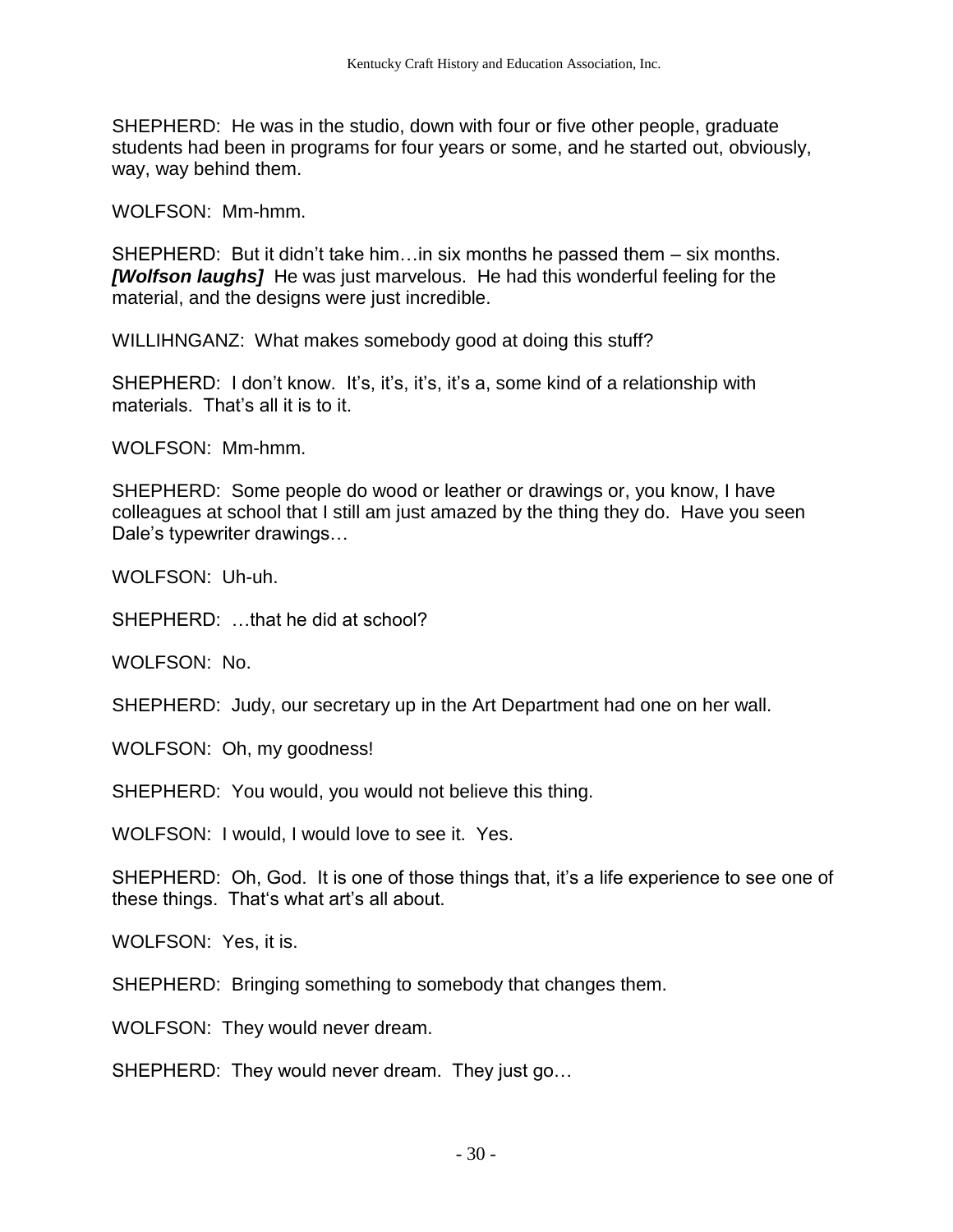SHEPHERD: He was in the studio, down with four or five other people, graduate students had been in programs for four years or some, and he started out, obviously, way, way behind them.

WOLFSON: Mm-hmm.

SHEPHERD: But it didn't take him…in six months he passed them – six months. ***[Wolfson laughs]*** He was just marvelous. He had this wonderful feeling for the material, and the designs were just incredible.

WILLIHNGANZ: What makes somebody good at doing this stuff?

SHEPHERD: I don't know. It's, it's, it's, it's a, some kind of a relationship with materials. That's all it is to it.

WOLFSON: Mm-hmm.

SHEPHERD: Some people do wood or leather or drawings or, you know, I have colleagues at school that I still am just amazed by the thing they do. Have you seen Dale's typewriter drawings…

WOLFSON: Uh-uh.

SHEPHERD: …that he did at school?

WOLFSON: No.

SHEPHERD: Judy, our secretary up in the Art Department had one on her wall.

WOLFSON: Oh, my goodness!

SHEPHERD: You would, you would not believe this thing.

WOLFSON: I would, I would love to see it. Yes.

SHEPHERD: Oh, God. It is one of those things that, it's a life experience to see one of these things. That's what art's all about.

WOLFSON: Yes, it is.

SHEPHERD: Bringing something to somebody that changes them.

WOLFSON: They would never dream.

SHEPHERD: They would never dream. They just go…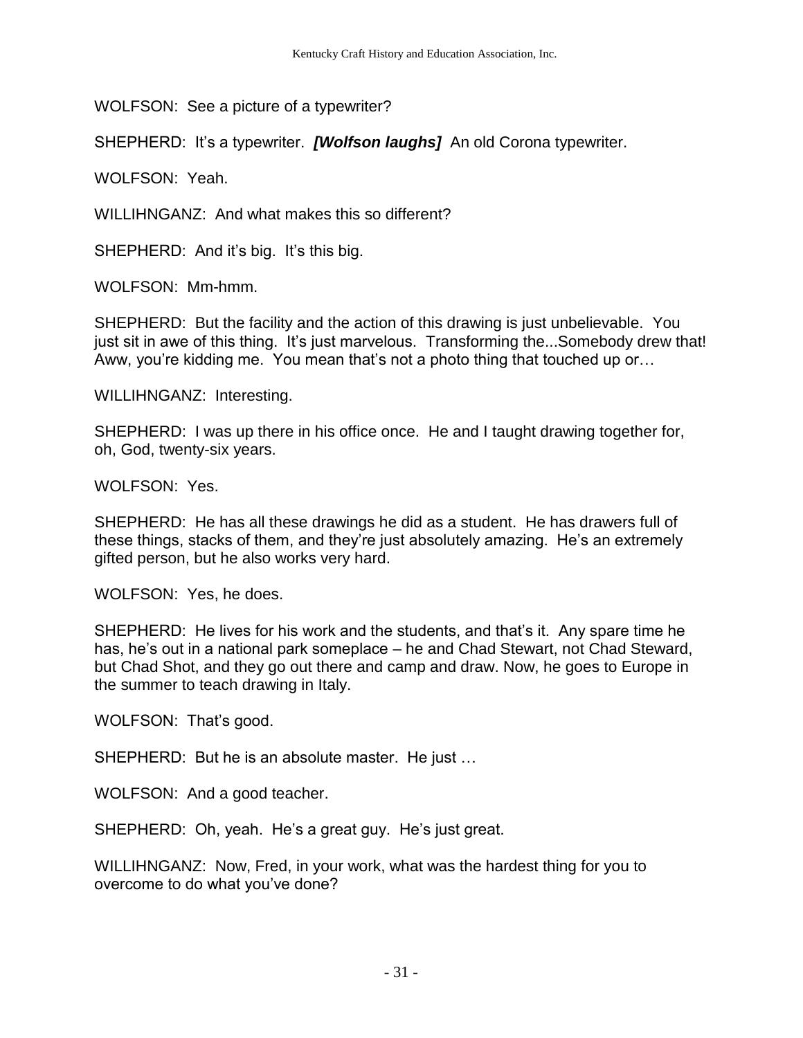WOLFSON: See a picture of a typewriter?

SHEPHERD: It's a typewriter. ***[Wolfson laughs]*** An old Corona typewriter.

WOLFSON: Yeah.

WILLIHNGANZ: And what makes this so different?

SHEPHERD: And it's big. It's this big.

WOLFSON: Mm-hmm.

SHEPHERD: But the facility and the action of this drawing is just unbelievable. You just sit in awe of this thing. It's just marvelous. Transforming the...Somebody drew that! Aww, you're kidding me. You mean that's not a photo thing that touched up or…

WILLIHNGANZ: Interesting.

SHEPHERD: I was up there in his office once. He and I taught drawing together for, oh, God, twenty-six years.

WOLFSON: Yes.

SHEPHERD: He has all these drawings he did as a student. He has drawers full of these things, stacks of them, and they're just absolutely amazing. He's an extremely gifted person, but he also works very hard.

WOLFSON: Yes, he does.

SHEPHERD: He lives for his work and the students, and that's it. Any spare time he has, he's out in a national park someplace – he and Chad Stewart, not Chad Steward, but Chad Shot, and they go out there and camp and draw. Now, he goes to Europe in the summer to teach drawing in Italy.

WOLFSON: That's good.

SHEPHERD: But he is an absolute master. He just …

WOLFSON: And a good teacher.

SHEPHERD: Oh, yeah. He's a great guy. He's just great.

WILLIHNGANZ: Now, Fred, in your work, what was the hardest thing for you to overcome to do what you've done?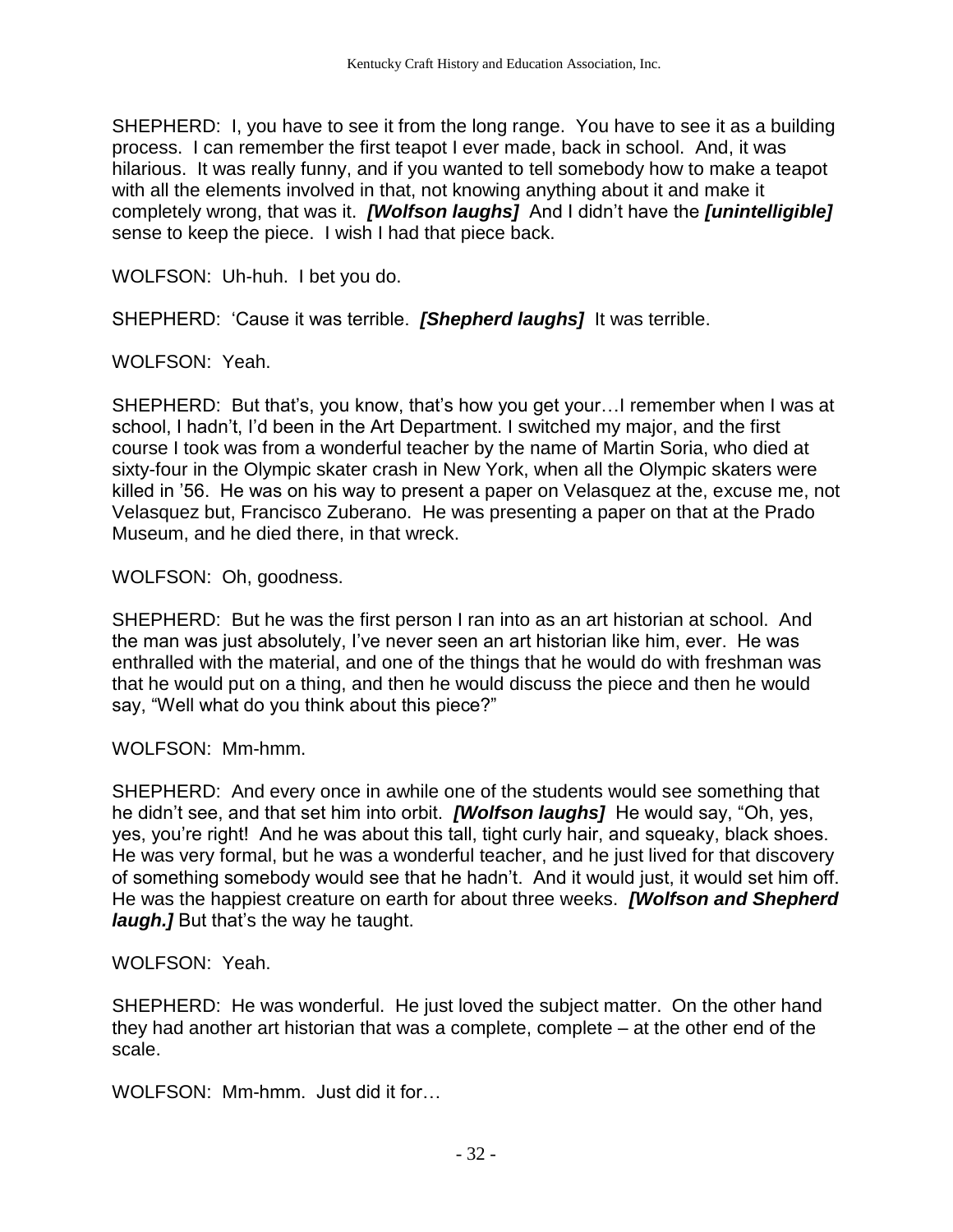SHEPHERD: I, you have to see it from the long range. You have to see it as a building process. I can remember the first teapot I ever made, back in school. And, it was hilarious. It was really funny, and if you wanted to tell somebody how to make a teapot with all the elements involved in that, not knowing anything about it and make it completely wrong, that was it. ***[Wolfson laughs]*** And I didn't have the ***[unintelligible]*** sense to keep the piece. I wish I had that piece back.

WOLFSON: Uh-huh. I bet you do.

SHEPHERD: 'Cause it was terrible. ***[Shepherd laughs]*** It was terrible.

WOLFSON: Yeah.

SHEPHERD: But that's, you know, that's how you get your…I remember when I was at school, I hadn't, I'd been in the Art Department. I switched my major, and the first course I took was from a wonderful teacher by the name of Martin Soria, who died at sixty-four in the Olympic skater crash in New York, when all the Olympic skaters were killed in '56. He was on his way to present a paper on Velasquez at the, excuse me, not Velasquez but, Francisco Zuberano. He was presenting a paper on that at the Prado Museum, and he died there, in that wreck.

WOLFSON: Oh, goodness.

SHEPHERD: But he was the first person I ran into as an art historian at school. And the man was just absolutely, I've never seen an art historian like him, ever. He was enthralled with the material, and one of the things that he would do with freshman was that he would put on a thing, and then he would discuss the piece and then he would say, "Well what do you think about this piece?"

WOLFSON: Mm-hmm.

SHEPHERD: And every once in awhile one of the students would see something that he didn't see, and that set him into orbit. ***[Wolfson laughs]*** He would say, "Oh, yes, yes, you're right! And he was about this tall, tight curly hair, and squeaky, black shoes. He was very formal, but he was a wonderful teacher, and he just lived for that discovery of something somebody would see that he hadn't. And it would just, it would set him off. He was the happiest creature on earth for about three weeks. ***[Wolfson and Shepherd laugh.]*** But that's the way he taught.

WOLFSON: Yeah.

SHEPHERD: He was wonderful. He just loved the subject matter. On the other hand they had another art historian that was a complete, complete – at the other end of the scale.

WOLFSON: Mm-hmm. Just did it for…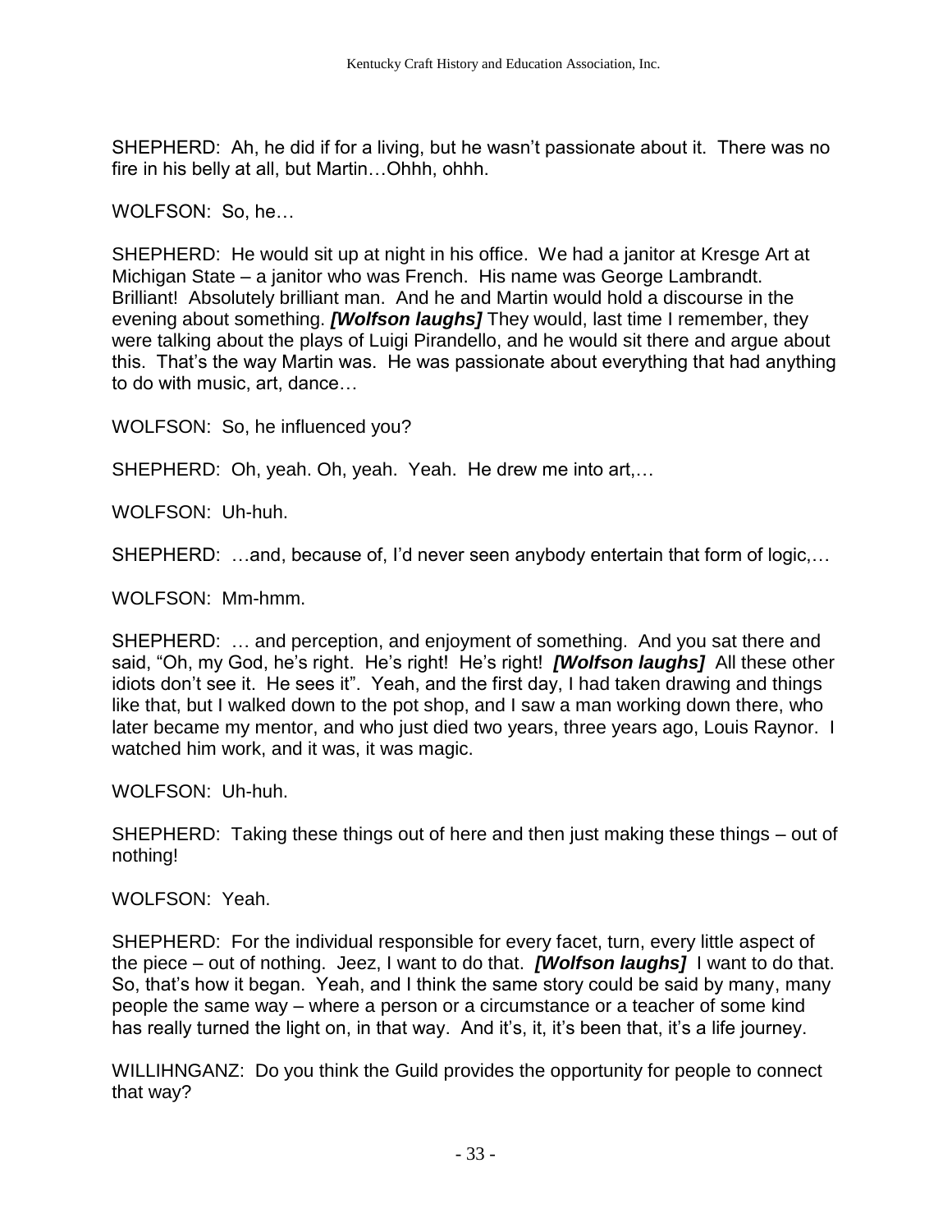SHEPHERD: Ah, he did if for a living, but he wasn't passionate about it. There was no fire in his belly at all, but Martin…Ohhh, ohhh.

WOLFSON: So, he…

SHEPHERD: He would sit up at night in his office. We had a janitor at Kresge Art at Michigan State – a janitor who was French. His name was George Lambrandt. Brilliant! Absolutely brilliant man. And he and Martin would hold a discourse in the evening about something. ***[Wolfson laughs]*** They would, last time I remember, they were talking about the plays of Luigi Pirandello, and he would sit there and argue about this. That's the way Martin was. He was passionate about everything that had anything to do with music, art, dance…

WOLFSON: So, he influenced you?

SHEPHERD: Oh, yeah. Oh, yeah. Yeah. He drew me into art,…

WOLFSON: Uh-huh.

SHEPHERD: …and, because of, I'd never seen anybody entertain that form of logic,…

WOLFSON: Mm-hmm.

SHEPHERD: … and perception, and enjoyment of something. And you sat there and said, "Oh, my God, he's right. He's right! He's right! ***[Wolfson laughs]*** All these other idiots don't see it. He sees it". Yeah, and the first day, I had taken drawing and things like that, but I walked down to the pot shop, and I saw a man working down there, who later became my mentor, and who just died two years, three years ago, Louis Raynor. I watched him work, and it was, it was magic.

WOLFSON: Uh-huh.

SHEPHERD: Taking these things out of here and then just making these things – out of nothing!

WOLFSON: Yeah.

SHEPHERD: For the individual responsible for every facet, turn, every little aspect of the piece – out of nothing. Jeez, I want to do that. ***[Wolfson laughs]*** I want to do that. So, that's how it began. Yeah, and I think the same story could be said by many, many people the same way – where a person or a circumstance or a teacher of some kind has really turned the light on, in that way. And it's, it, it's been that, it's a life journey.

WILLIHNGANZ: Do you think the Guild provides the opportunity for people to connect that way?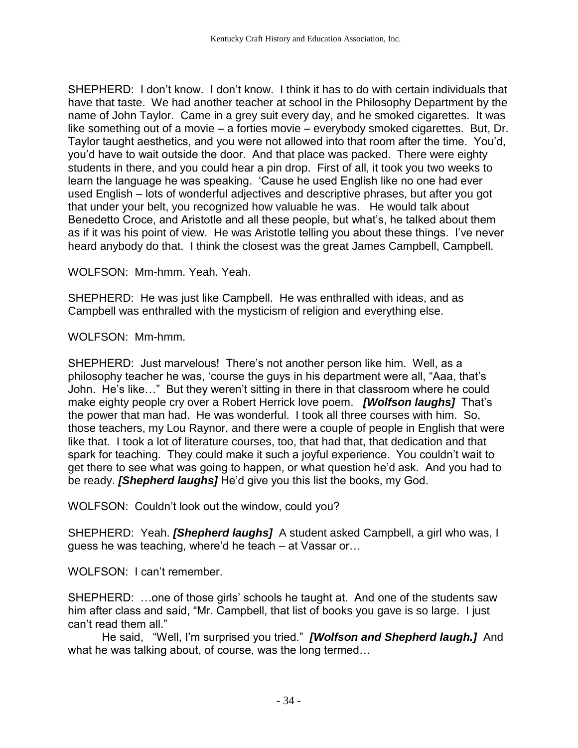SHEPHERD: I don't know. I don't know. I think it has to do with certain individuals that have that taste. We had another teacher at school in the Philosophy Department by the name of John Taylor. Came in a grey suit every day, and he smoked cigarettes. It was like something out of a movie – a forties movie – everybody smoked cigarettes. But, Dr. Taylor taught aesthetics, and you were not allowed into that room after the time. You'd, you'd have to wait outside the door. And that place was packed. There were eighty students in there, and you could hear a pin drop. First of all, it took you two weeks to learn the language he was speaking. 'Cause he used English like no one had ever used English – lots of wonderful adjectives and descriptive phrases, but after you got that under your belt, you recognized how valuable he was. He would talk about Benedetto Croce, and Aristotle and all these people, but what's, he talked about them as if it was his point of view. He was Aristotle telling you about these things. I've never heard anybody do that. I think the closest was the great James Campbell, Campbell.

WOLFSON: Mm-hmm. Yeah. Yeah.

SHEPHERD: He was just like Campbell. He was enthralled with ideas, and as Campbell was enthralled with the mysticism of religion and everything else.

WOLFSON: Mm-hmm.

SHEPHERD: Just marvelous! There's not another person like him. Well, as a philosophy teacher he was, 'course the guys in his department were all, "Aaa, that's John. He's like…" But they weren't sitting in there in that classroom where he could make eighty people cry over a Robert Herrick love poem. ***[Wolfson laughs]*** That's the power that man had. He was wonderful. I took all three courses with him. So, those teachers, my Lou Raynor, and there were a couple of people in English that were like that. I took a lot of literature courses, too, that had that, that dedication and that spark for teaching. They could make it such a joyful experience. You couldn't wait to get there to see what was going to happen, or what question he'd ask. And you had to be ready. ***[Shepherd laughs]*** He'd give you this list the books, my God.

WOLFSON: Couldn't look out the window, could you?

SHEPHERD: Yeah. ***[Shepherd laughs]*** A student asked Campbell, a girl who was, I guess he was teaching, where'd he teach – at Vassar or…

WOLFSON: I can't remember.

SHEPHERD: …one of those girls' schools he taught at. And one of the students saw him after class and said, "Mr. Campbell, that list of books you gave is so large. I just can't read them all."

He said, "Well, I'm surprised you tried." ***[Wolfson and Shepherd laugh.]*** And what he was talking about, of course, was the long termed…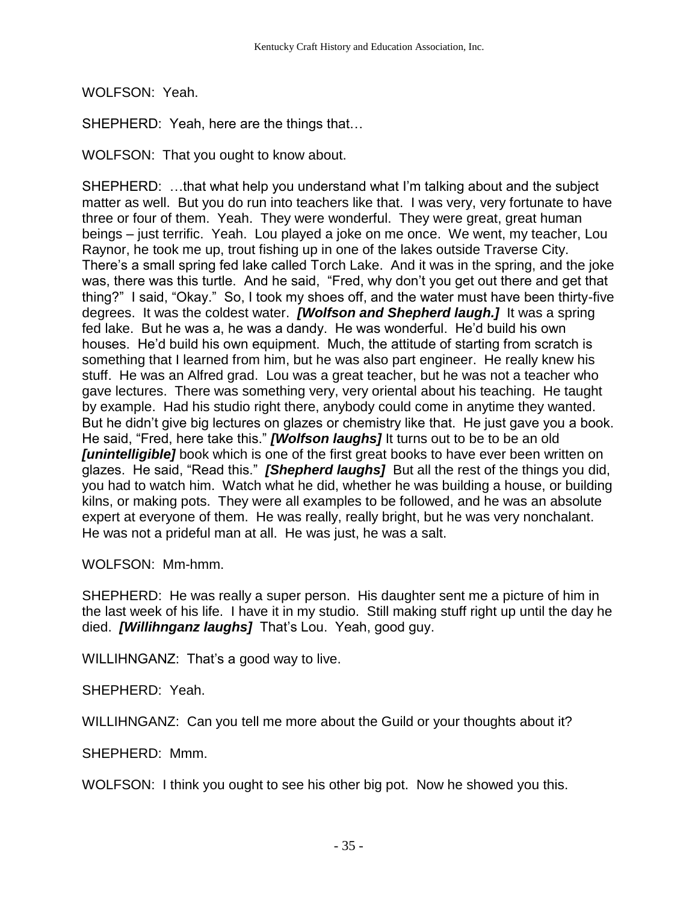WOLFSON: Yeah.

SHEPHERD: Yeah, here are the things that…

WOLFSON: That you ought to know about.

SHEPHERD: …that what help you understand what I'm talking about and the subject matter as well. But you do run into teachers like that. I was very, very fortunate to have three or four of them. Yeah. They were wonderful. They were great, great human beings – just terrific. Yeah. Lou played a joke on me once. We went, my teacher, Lou Raynor, he took me up, trout fishing up in one of the lakes outside Traverse City. There's a small spring fed lake called Torch Lake. And it was in the spring, and the joke was, there was this turtle. And he said, "Fred, why don't you get out there and get that thing?" I said, "Okay." So, I took my shoes off, and the water must have been thirty-five degrees. It was the coldest water. ***[Wolfson and Shepherd laugh.]*** It was a spring fed lake. But he was a, he was a dandy. He was wonderful. He'd build his own houses. He'd build his own equipment. Much, the attitude of starting from scratch is something that I learned from him, but he was also part engineer. He really knew his stuff. He was an Alfred grad. Lou was a great teacher, but he was not a teacher who gave lectures. There was something very, very oriental about his teaching. He taught by example. Had his studio right there, anybody could come in anytime they wanted. But he didn't give big lectures on glazes or chemistry like that. He just gave you a book. He said, "Fred, here take this." ***[Wolfson laughs]*** It turns out to be to be an old ***[unintelligible]*** book which is one of the first great books to have ever been written on glazes. He said, "Read this." ***[Shepherd laughs]*** But all the rest of the things you did, you had to watch him. Watch what he did, whether he was building a house, or building kilns, or making pots. They were all examples to be followed, and he was an absolute expert at everyone of them. He was really, really bright, but he was very nonchalant. He was not a prideful man at all. He was just, he was a salt.

WOLFSON: Mm-hmm.

SHEPHERD: He was really a super person. His daughter sent me a picture of him in the last week of his life. I have it in my studio. Still making stuff right up until the day he died. ***[Willihnganz laughs]*** That's Lou. Yeah, good guy.

WILLIHNGANZ: That's a good way to live.

SHEPHERD: Yeah.

WILLIHNGANZ: Can you tell me more about the Guild or your thoughts about it?

SHEPHERD: Mmm.

WOLFSON: I think you ought to see his other big pot. Now he showed you this.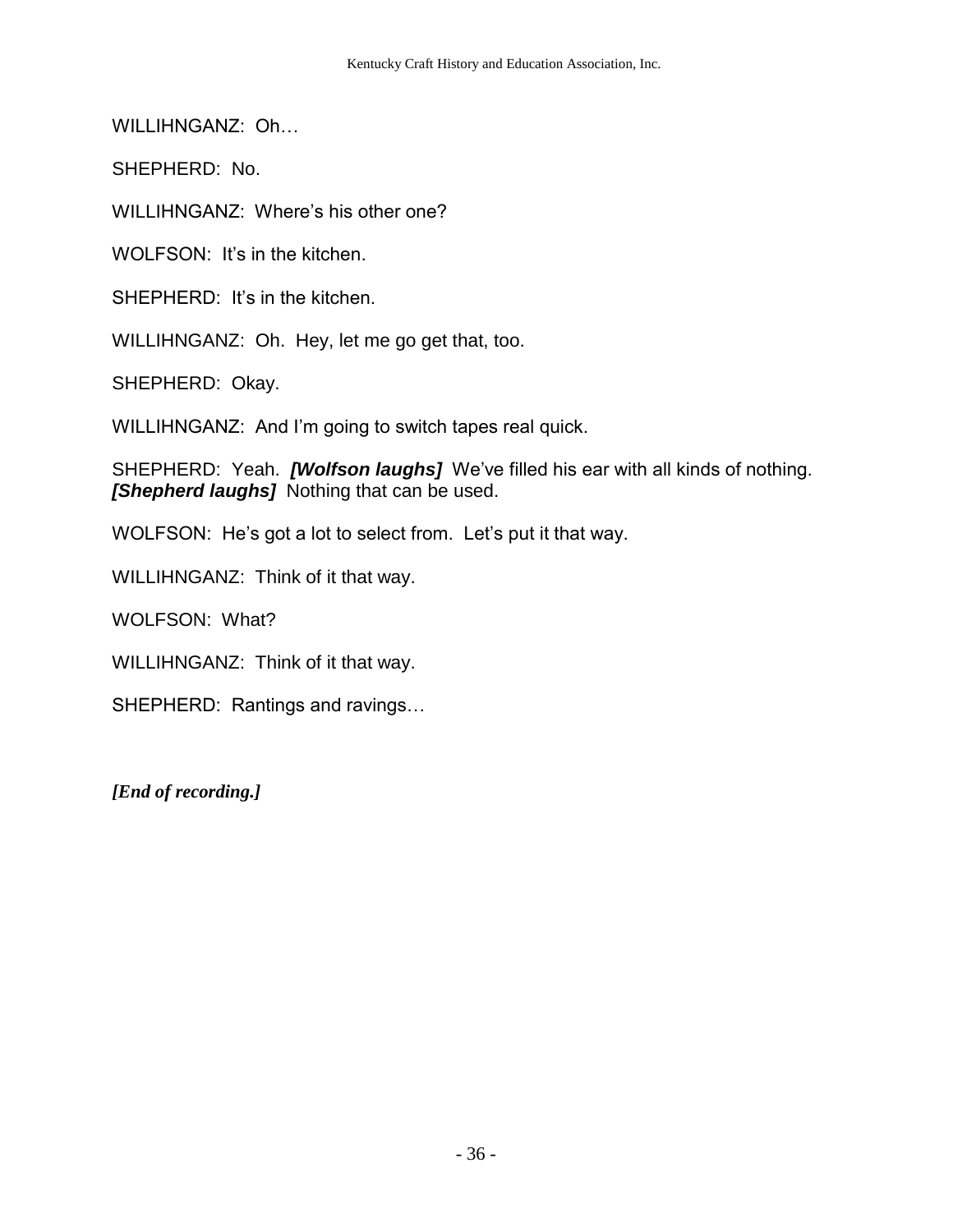WILLIHNGANZ: Oh…

SHEPHERD: No.

WILLIHNGANZ: Where's his other one?

WOLFSON: It's in the kitchen.

SHEPHERD: It's in the kitchen.

WILLIHNGANZ: Oh. Hey, let me go get that, too.

SHEPHERD: Okay.

WILLIHNGANZ: And I'm going to switch tapes real quick.

SHEPHERD: Yeah. ***[Wolfson laughs]*** We've filled his ear with all kinds of nothing. ***[Shepherd laughs]*** Nothing that can be used.

WOLFSON: He's got a lot to select from. Let's put it that way.

WILLIHNGANZ: Think of it that way.

WOLFSON: What?

WILLIHNGANZ: Think of it that way.

SHEPHERD: Rantings and ravings…

***[End of recording.]***